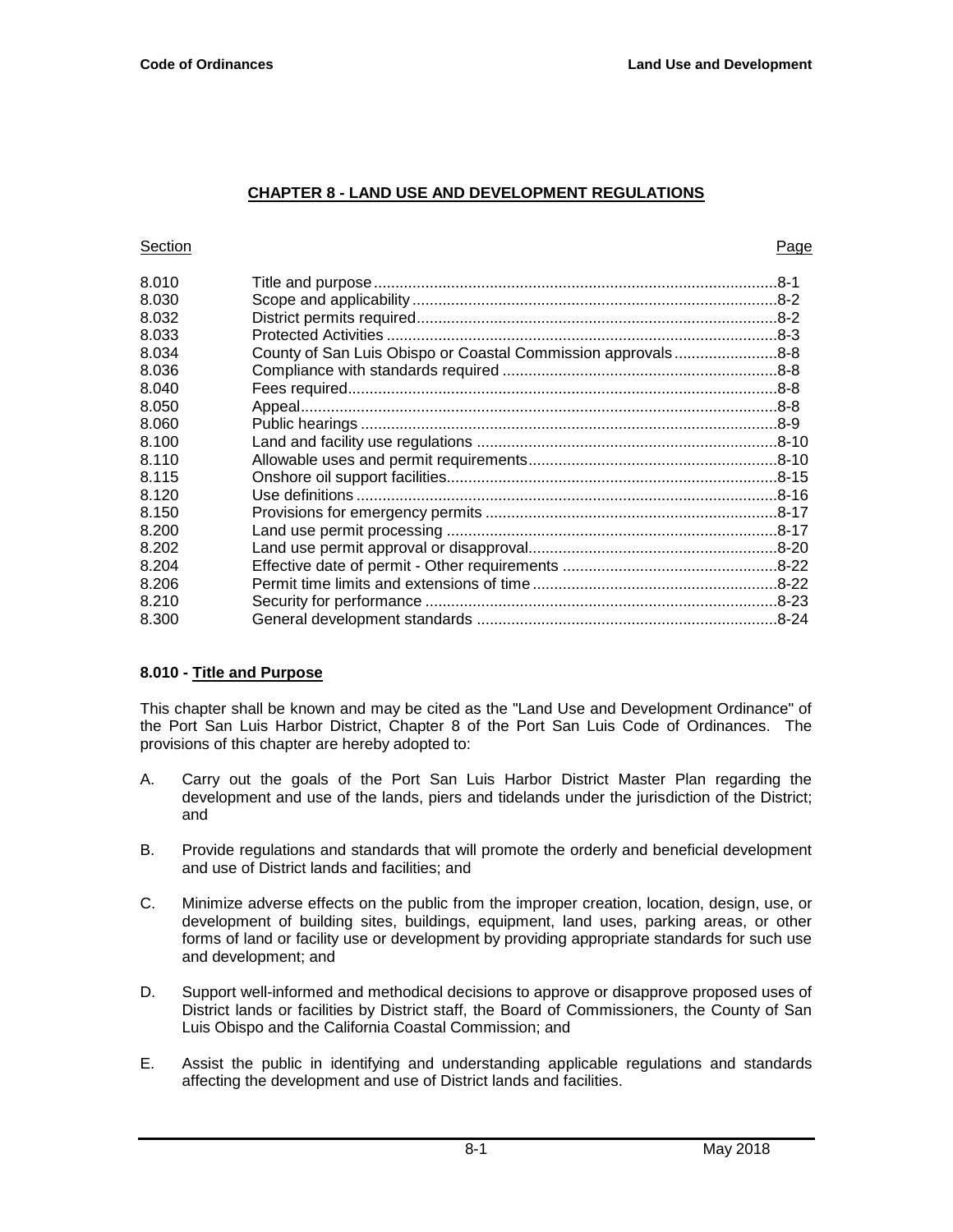# CHAPTER 8 - LAND USE AND DEVELOPMENT REGULATIONS

| Section | | Page |
|---|---|---|
| 8.010 | Title and purpose | 8-1 |
| 8.030 | Scope and applicability | 8-2 |
| 8.032 | District permits required | 8-2 |
| 8.033 | Protected Activities | 8-3 |
| 8.034 | County of San Luis Obispo or Coastal Commission approvals | 8-8 |
| 8.036 | Compliance with standards required | 8-8 |
| 8.040 | Fees required | 8-8 |
| 8.050 | Appeal | 8-8 |
| 8.060 | Public hearings | 8-9 |
| 8.100 | Land and facility use regulations | 8-10 |
| 8.110 | Allowable uses and permit requirements | 8-10 |
| 8.115 | Onshore oil support facilities | 8-15 |
| 8.120 | Use definitions | 8-16 |
| 8.150 | Provisions for emergency permits | 8-17 |
| 8.200 | Land use permit processing | 8-17 |
| 8.202 | Land use permit approval or disapproval | 8-20 |
| 8.204 | Effective date of permit - Other requirements | 8-22 |
| 8.206 | Permit time limits and extensions of time | 8-22 |
| 8.210 | Security for performance | 8-23 |
| 8.300 | General development standards | 8-24 |

## 8.010 - Title and Purpose

This chapter shall be known and may be cited as the "Land Use and Development Ordinance" of the Port San Luis Harbor District, Chapter 8 of the Port San Luis Code of Ordinances. The provisions of this chapter are hereby adopted to:

A. Carry out the goals of the Port San Luis Harbor District Master Plan regarding the development and use of the lands, piers and tidelands under the jurisdiction of the District; and

B. Provide regulations and standards that will promote the orderly and beneficial development and use of District lands and facilities; and

C. Minimize adverse effects on the public from the improper creation, location, design, use, or development of building sites, buildings, equipment, land uses, parking areas, or other forms of land or facility use or development by providing appropriate standards for such use and development; and

D. Support well-informed and methodical decisions to approve or disapprove proposed uses of District lands or facilities by District staff, the Board of Commissioners, the County of San Luis Obispo and the California Coastal Commission; and

E. Assist the public in identifying and understanding applicable regulations and standards affecting the development and use of District lands and facilities.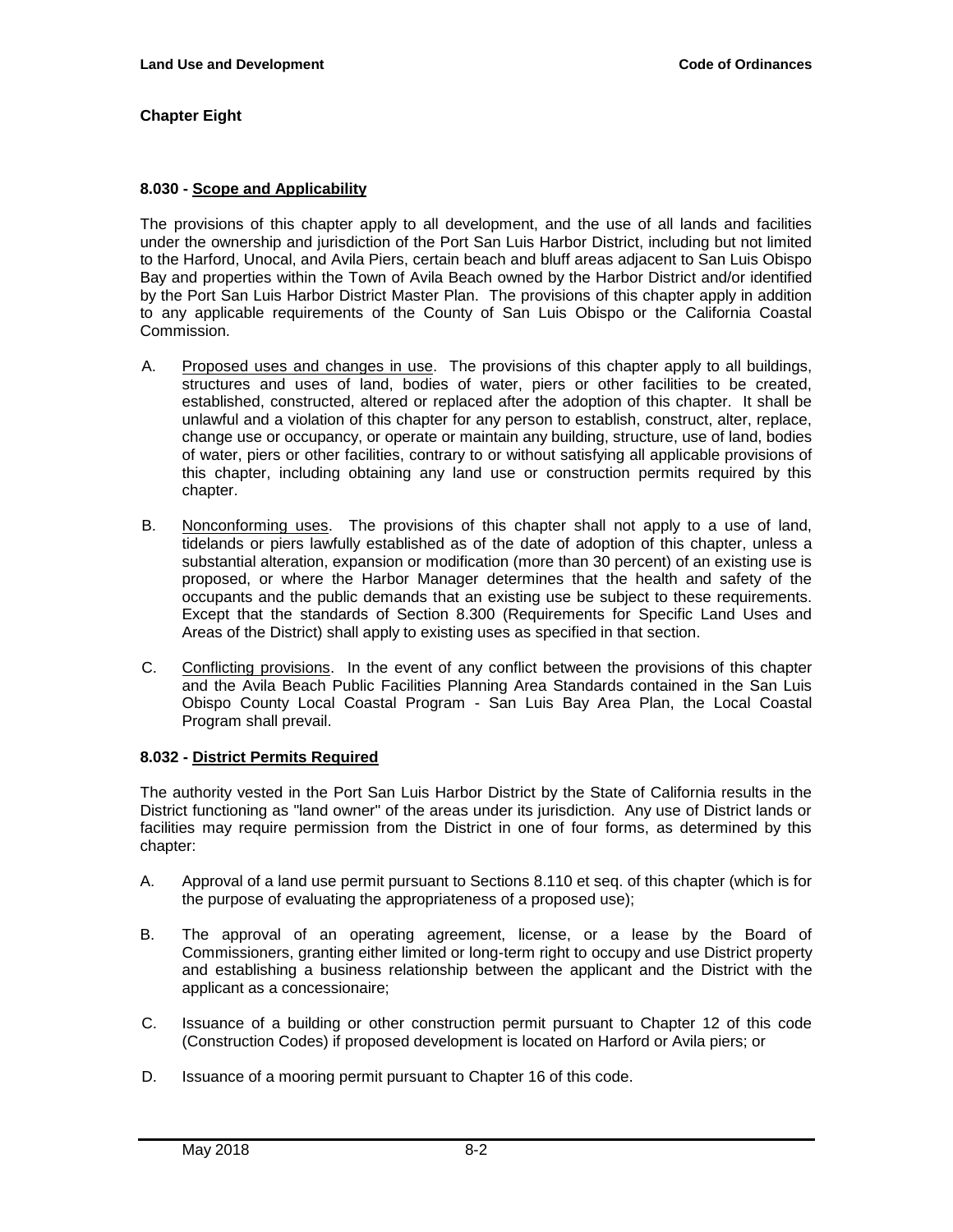## Chapter Eight

### 8.030 - Scope and Applicability

The provisions of this chapter apply to all development, and the use of all lands and facilities under the ownership and jurisdiction of the Port San Luis Harbor District, including but not limited to the Harford, Unocal, and Avila Piers, certain beach and bluff areas adjacent to San Luis Obispo Bay and properties within the Town of Avila Beach owned by the Harbor District and/or identified by the Port San Luis Harbor District Master Plan. The provisions of this chapter apply in addition to any applicable requirements of the County of San Luis Obispo or the California Coastal Commission.

A. Proposed uses and changes in use. The provisions of this chapter apply to all buildings, structures and uses of land, bodies of water, piers or other facilities to be created, established, constructed, altered or replaced after the adoption of this chapter. It shall be unlawful and a violation of this chapter for any person to establish, construct, alter, replace, change use or occupancy, or operate or maintain any building, structure, use of land, bodies of water, piers or other facilities, contrary to or without satisfying all applicable provisions of this chapter, including obtaining any land use or construction permits required by this chapter.

B. Nonconforming uses. The provisions of this chapter shall not apply to a use of land, tidelands or piers lawfully established as of the date of adoption of this chapter, unless a substantial alteration, expansion or modification (more than 30 percent) of an existing use is proposed, or where the Harbor Manager determines that the health and safety of the occupants and the public demands that an existing use be subject to these requirements. Except that the standards of Section 8.300 (Requirements for Specific Land Uses and Areas of the District) shall apply to existing uses as specified in that section.

C. Conflicting provisions. In the event of any conflict between the provisions of this chapter and the Avila Beach Public Facilities Planning Area Standards contained in the San Luis Obispo County Local Coastal Program - San Luis Bay Area Plan, the Local Coastal Program shall prevail.

### 8.032 - District Permits Required

The authority vested in the Port San Luis Harbor District by the State of California results in the District functioning as "land owner" of the areas under its jurisdiction. Any use of District lands or facilities may require permission from the District in one of four forms, as determined by this chapter:

A. Approval of a land use permit pursuant to Sections 8.110 et seq. of this chapter (which is for the purpose of evaluating the appropriateness of a proposed use);

B. The approval of an operating agreement, license, or a lease by the Board of Commissioners, granting either limited or long-term right to occupy and use District property and establishing a business relationship between the applicant and the District with the applicant as a concessionaire;

C. Issuance of a building or other construction permit pursuant to Chapter 12 of this code (Construction Codes) if proposed development is located on Harford or Avila piers; or

D. Issuance of a mooring permit pursuant to Chapter 16 of this code.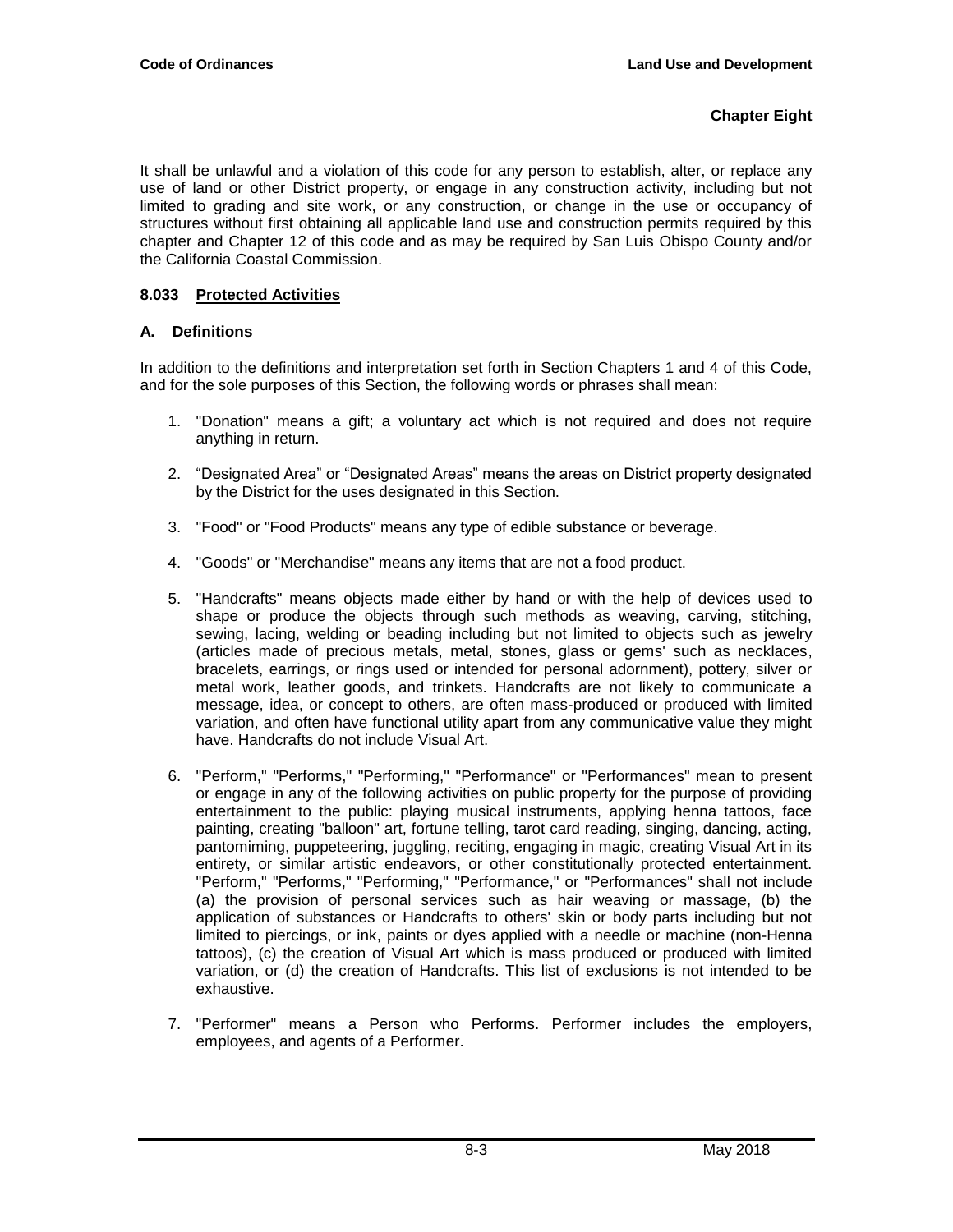It shall be unlawful and a violation of this code for any person to establish, alter, or replace any use of land or other District property, or engage in any construction activity, including but not limited to grading and site work, or any construction, or change in the use or occupancy of structures without first obtaining all applicable land use and construction permits required by this chapter and Chapter 12 of this code and as may be required by San Luis Obispo County and/or the California Coastal Commission.

### 8.033 Protected Activities

#### A. Definitions

In addition to the definitions and interpretation set forth in Section Chapters 1 and 4 of this Code, and for the sole purposes of this Section, the following words or phrases shall mean:

1. "Donation" means a gift; a voluntary act which is not required and does not require anything in return.

2. "Designated Area" or "Designated Areas" means the areas on District property designated by the District for the uses designated in this Section.

3. "Food" or "Food Products" means any type of edible substance or beverage.

4. "Goods" or "Merchandise" means any items that are not a food product.

5. "Handcrafts" means objects made either by hand or with the help of devices used to shape or produce the objects through such methods as weaving, carving, stitching, sewing, lacing, welding or beading including but not limited to objects such as jewelry (articles made of precious metals, metal, stones, glass or gems' such as necklaces, bracelets, earrings, or rings used or intended for personal adornment), pottery, silver or metal work, leather goods, and trinkets. Handcrafts are not likely to communicate a message, idea, or concept to others, are often mass-produced or produced with limited variation, and often have functional utility apart from any communicative value they might have. Handcrafts do not include Visual Art.

6. "Perform," "Performs," "Performing," "Performance" or "Performances" mean to present or engage in any of the following activities on public property for the purpose of providing entertainment to the public: playing musical instruments, applying henna tattoos, face painting, creating "balloon" art, fortune telling, tarot card reading, singing, dancing, acting, pantomiming, puppeteering, juggling, reciting, engaging in magic, creating Visual Art in its entirety, or similar artistic endeavors, or other constitutionally protected entertainment. "Perform," "Performs," "Performing," "Performance," or "Performances" shall not include (a) the provision of personal services such as hair weaving or massage, (b) the application of substances or Handcrafts to others' skin or body parts including but not limited to piercings, or ink, paints or dyes applied with a needle or machine (non-Henna tattoos), (c) the creation of Visual Art which is mass produced or produced with limited variation, or (d) the creation of Handcrafts. This list of exclusions is not intended to be exhaustive.

7. "Performer" means a Person who Performs. Performer includes the employers, employees, and agents of a Performer.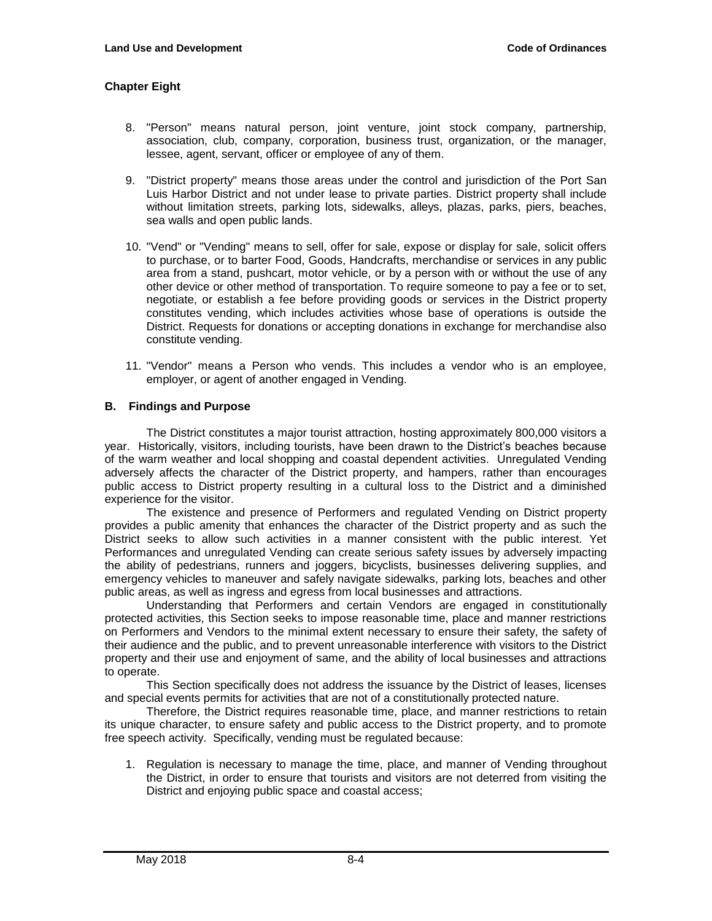## Chapter Eight

8. "Person" means natural person, joint venture, joint stock company, partnership, association, club, company, corporation, business trust, organization, or the manager, lessee, agent, servant, officer or employee of any of them.

9. "District property" means those areas under the control and jurisdiction of the Port San Luis Harbor District and not under lease to private parties. District property shall include without limitation streets, parking lots, sidewalks, alleys, plazas, parks, piers, beaches, sea walls and open public lands.

10. "Vend" or "Vending" means to sell, offer for sale, expose or display for sale, solicit offers to purchase, or to barter Food, Goods, Handcrafts, merchandise or services in any public area from a stand, pushcart, motor vehicle, or by a person with or without the use of any other device or other method of transportation. To require someone to pay a fee or to set, negotiate, or establish a fee before providing goods or services in the District property constitutes vending, which includes activities whose base of operations is outside the District. Requests for donations or accepting donations in exchange for merchandise also constitute vending.

11. "Vendor" means a Person who vends. This includes a vendor who is an employee, employer, or agent of another engaged in Vending.

### B. Findings and Purpose

The District constitutes a major tourist attraction, hosting approximately 800,000 visitors a year. Historically, visitors, including tourists, have been drawn to the District's beaches because of the warm weather and local shopping and coastal dependent activities. Unregulated Vending adversely affects the character of the District property, and hampers, rather than encourages public access to District property resulting in a cultural loss to the District and a diminished experience for the visitor.

The existence and presence of Performers and regulated Vending on District property provides a public amenity that enhances the character of the District property and as such the District seeks to allow such activities in a manner consistent with the public interest. Yet Performances and unregulated Vending can create serious safety issues by adversely impacting the ability of pedestrians, runners and joggers, bicyclists, businesses delivering supplies, and emergency vehicles to maneuver and safely navigate sidewalks, parking lots, beaches and other public areas, as well as ingress and egress from local businesses and attractions.

Understanding that Performers and certain Vendors are engaged in constitutionally protected activities, this Section seeks to impose reasonable time, place and manner restrictions on Performers and Vendors to the minimal extent necessary to ensure their safety, the safety of their audience and the public, and to prevent unreasonable interference with visitors to the District property and their use and enjoyment of same, and the ability of local businesses and attractions to operate.

This Section specifically does not address the issuance by the District of leases, licenses and special events permits for activities that are not of a constitutionally protected nature.

Therefore, the District requires reasonable time, place, and manner restrictions to retain its unique character, to ensure safety and public access to the District property, and to promote free speech activity. Specifically, vending must be regulated because:

1. Regulation is necessary to manage the time, place, and manner of Vending throughout the District, in order to ensure that tourists and visitors are not deterred from visiting the District and enjoying public space and coastal access;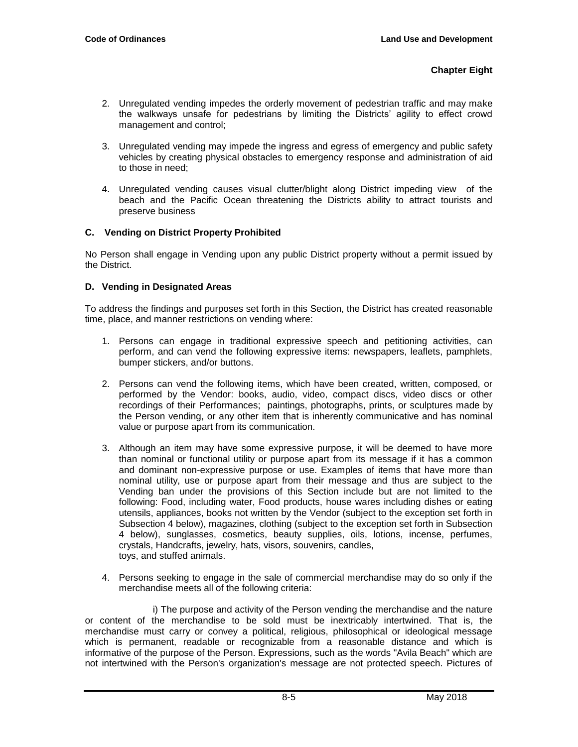2. Unregulated vending impedes the orderly movement of pedestrian traffic and may make the walkways unsafe for pedestrians by limiting the Districts' agility to effect crowd management and control;

3. Unregulated vending may impede the ingress and egress of emergency and public safety vehicles by creating physical obstacles to emergency response and administration of aid to those in need;

4. Unregulated vending causes visual clutter/blight along District impeding view of the beach and the Pacific Ocean threatening the Districts ability to attract tourists and preserve business

### C. Vending on District Property Prohibited

No Person shall engage in Vending upon any public District property without a permit issued by the District.

### D. Vending in Designated Areas

To address the findings and purposes set forth in this Section, the District has created reasonable time, place, and manner restrictions on vending where:

1. Persons can engage in traditional expressive speech and petitioning activities, can perform, and can vend the following expressive items: newspapers, leaflets, pamphlets, bumper stickers, and/or buttons.

2. Persons can vend the following items, which have been created, written, composed, or performed by the Vendor: books, audio, video, compact discs, video discs or other recordings of their Performances; paintings, photographs, prints, or sculptures made by the Person vending, or any other item that is inherently communicative and has nominal value or purpose apart from its communication.

3. Although an item may have some expressive purpose, it will be deemed to have more than nominal or functional utility or purpose apart from its message if it has a common and dominant non-expressive purpose or use. Examples of items that have more than nominal utility, use or purpose apart from their message and thus are subject to the Vending ban under the provisions of this Section include but are not limited to the following: Food, including water, Food products, house wares including dishes or eating utensils, appliances, books not written by the Vendor (subject to the exception set forth in Subsection 4 below), magazines, clothing (subject to the exception set forth in Subsection 4 below), sunglasses, cosmetics, beauty supplies, oils, lotions, incense, perfumes, crystals, Handcrafts, jewelry, hats, visors, souvenirs, candles, toys, and stuffed animals.

4. Persons seeking to engage in the sale of commercial merchandise may do so only if the merchandise meets all of the following criteria:

i) The purpose and activity of the Person vending the merchandise and the nature or content of the merchandise to be sold must be inextricably intertwined. That is, the merchandise must carry or convey a political, religious, philosophical or ideological message which is permanent, readable or recognizable from a reasonable distance and which is informative of the purpose of the Person. Expressions, such as the words "Avila Beach" which are not intertwined with the Person's organization's message are not protected speech. Pictures of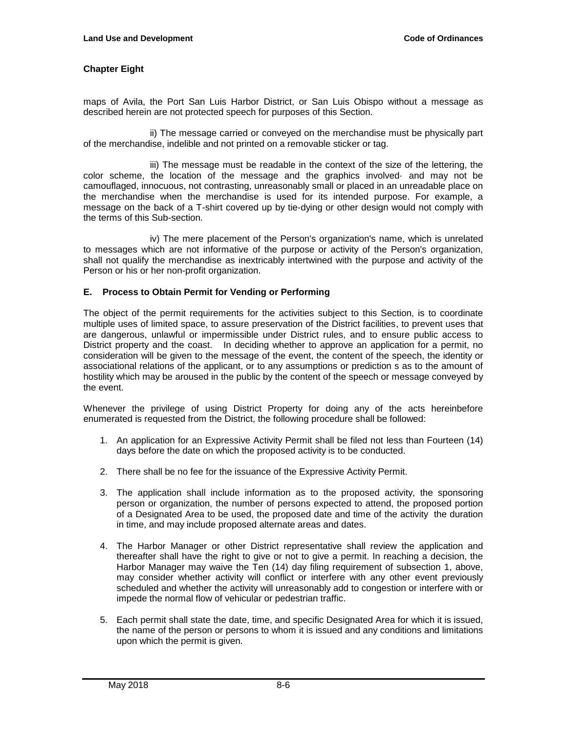maps of Avila, the Port San Luis Harbor District, or San Luis Obispo without a message as described herein are not protected speech for purposes of this Section.

ii) The message carried or conveyed on the merchandise must be physically part of the merchandise, indelible and not printed on a removable sticker or tag.

iii) The message must be readable in the context of the size of the lettering, the color scheme, the location of the message and the graphics involved· and may not be camouflaged, innocuous, not contrasting, unreasonably small or placed in an unreadable place on the merchandise when the merchandise is used for its intended purpose. For example, a message on the back of a T-shirt covered up by tie-dying or other design would not comply with the terms of this Sub-section.

iv) The mere placement of the Person's organization's name, which is unrelated to messages which are not informative of the purpose or activity of the Person's organization, shall not qualify the merchandise as inextricably intertwined with the purpose and activity of the Person or his or her non-profit organization.

### E. Process to Obtain Permit for Vending or Performing

The object of the permit requirements for the activities subject to this Section, is to coordinate multiple uses of limited space, to assure preservation of the District facilities, to prevent uses that are dangerous, unlawful or impermissible under District rules, and to ensure public access to District property and the coast. In deciding whether to approve an application for a permit, no consideration will be given to the message of the event, the content of the speech, the identity or associational relations of the applicant, or to any assumptions or prediction s as to the amount of hostility which may be aroused in the public by the content of the speech or message conveyed by the event.

Whenever the privilege of using District Property for doing any of the acts hereinbefore enumerated is requested from the District, the following procedure shall be followed:

1. An application for an Expressive Activity Permit shall be filed not less than Fourteen (14) days before the date on which the proposed activity is to be conducted.
2. There shall be no fee for the issuance of the Expressive Activity Permit.
3. The application shall include information as to the proposed activity, the sponsoring person or organization, the number of persons expected to attend, the proposed portion of a Designated Area to be used, the proposed date and time of the activity the duration in time, and may include proposed alternate areas and dates.
4. The Harbor Manager or other District representative shall review the application and thereafter shall have the right to give or not to give a permit. In reaching a decision, the Harbor Manager may waive the Ten (14) day filing requirement of subsection 1, above, may consider whether activity will conflict or interfere with any other event previously scheduled and whether the activity will unreasonably add to congestion or interfere with or impede the normal flow of vehicular or pedestrian traffic.
5. Each permit shall state the date, time, and specific Designated Area for which it is issued, the name of the person or persons to whom it is issued and any conditions and limitations upon which the permit is given.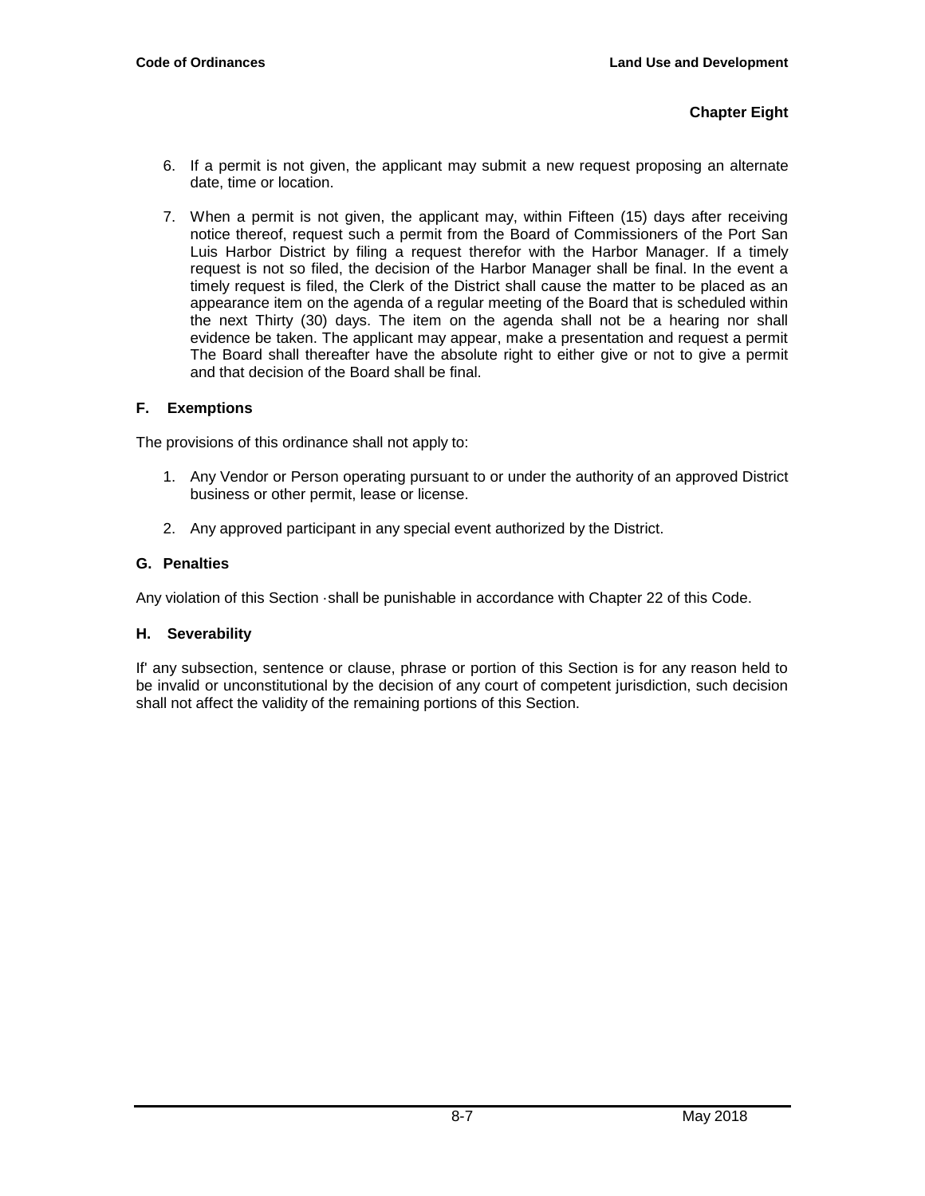6. If a permit is not given, the applicant may submit a new request proposing an alternate date, time or location.

7. When a permit is not given, the applicant may, within Fifteen (15) days after receiving notice thereof, request such a permit from the Board of Commissioners of the Port San Luis Harbor District by filing a request therefor with the Harbor Manager. If a timely request is not so filed, the decision of the Harbor Manager shall be final. In the event a timely request is filed, the Clerk of the District shall cause the matter to be placed as an appearance item on the agenda of a regular meeting of the Board that is scheduled within the next Thirty (30) days. The item on the agenda shall not be a hearing nor shall evidence be taken. The applicant may appear, make a presentation and request a permit The Board shall thereafter have the absolute right to either give or not to give a permit and that decision of the Board shall be final.

### F. Exemptions

The provisions of this ordinance shall not apply to:

1. Any Vendor or Person operating pursuant to or under the authority of an approved District business or other permit, lease or license.

2. Any approved participant in any special event authorized by the District.

### G. Penalties

Any violation of this Section ·shall be punishable in accordance with Chapter 22 of this Code.

### H. Severability

If' any subsection, sentence or clause, phrase or portion of this Section is for any reason held to be invalid or unconstitutional by the decision of any court of competent jurisdiction, such decision shall not affect the validity of the remaining portions of this Section.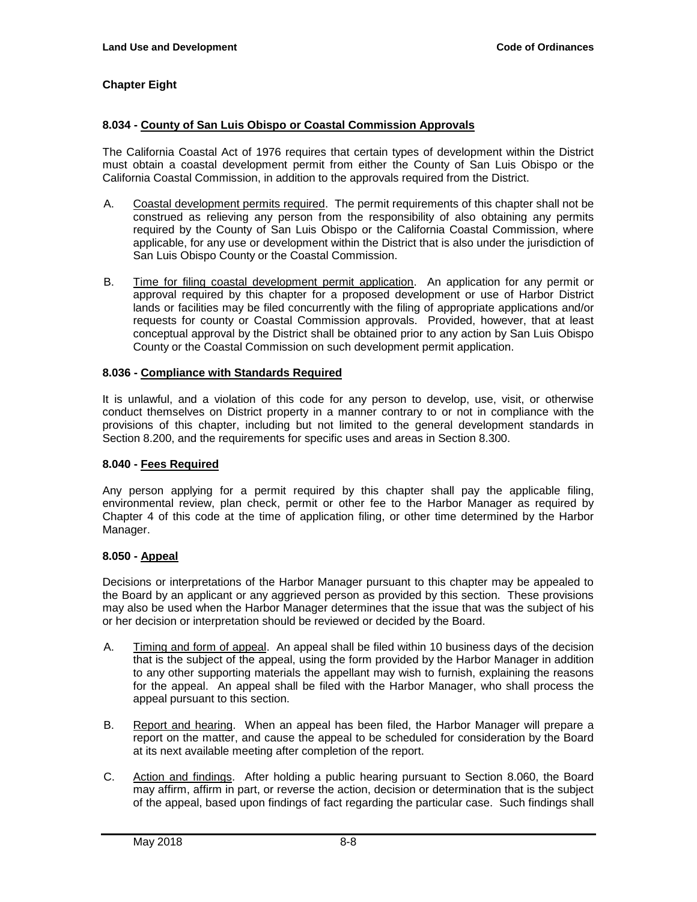## Chapter Eight

### 8.034 - County of San Luis Obispo or Coastal Commission Approvals

The California Coastal Act of 1976 requires that certain types of development within the District must obtain a coastal development permit from either the County of San Luis Obispo or the California Coastal Commission, in addition to the approvals required from the District.

A. Coastal development permits required. The permit requirements of this chapter shall not be construed as relieving any person from the responsibility of also obtaining any permits required by the County of San Luis Obispo or the California Coastal Commission, where applicable, for any use or development within the District that is also under the jurisdiction of San Luis Obispo County or the Coastal Commission.

B. Time for filing coastal development permit application. An application for any permit or approval required by this chapter for a proposed development or use of Harbor District lands or facilities may be filed concurrently with the filing of appropriate applications and/or requests for county or Coastal Commission approvals. Provided, however, that at least conceptual approval by the District shall be obtained prior to any action by San Luis Obispo County or the Coastal Commission on such development permit application.

### 8.036 - Compliance with Standards Required

It is unlawful, and a violation of this code for any person to develop, use, visit, or otherwise conduct themselves on District property in a manner contrary to or not in compliance with the provisions of this chapter, including but not limited to the general development standards in Section 8.200, and the requirements for specific uses and areas in Section 8.300.

### 8.040 - Fees Required

Any person applying for a permit required by this chapter shall pay the applicable filing, environmental review, plan check, permit or other fee to the Harbor Manager as required by Chapter 4 of this code at the time of application filing, or other time determined by the Harbor Manager.

### 8.050 - Appeal

Decisions or interpretations of the Harbor Manager pursuant to this chapter may be appealed to the Board by an applicant or any aggrieved person as provided by this section. These provisions may also be used when the Harbor Manager determines that the issue that was the subject of his or her decision or interpretation should be reviewed or decided by the Board.

A. Timing and form of appeal. An appeal shall be filed within 10 business days of the decision that is the subject of the appeal, using the form provided by the Harbor Manager in addition to any other supporting materials the appellant may wish to furnish, explaining the reasons for the appeal. An appeal shall be filed with the Harbor Manager, who shall process the appeal pursuant to this section.

B. Report and hearing. When an appeal has been filed, the Harbor Manager will prepare a report on the matter, and cause the appeal to be scheduled for consideration by the Board at its next available meeting after completion of the report.

C. Action and findings. After holding a public hearing pursuant to Section 8.060, the Board may affirm, affirm in part, or reverse the action, decision or determination that is the subject of the appeal, based upon findings of fact regarding the particular case. Such findings shall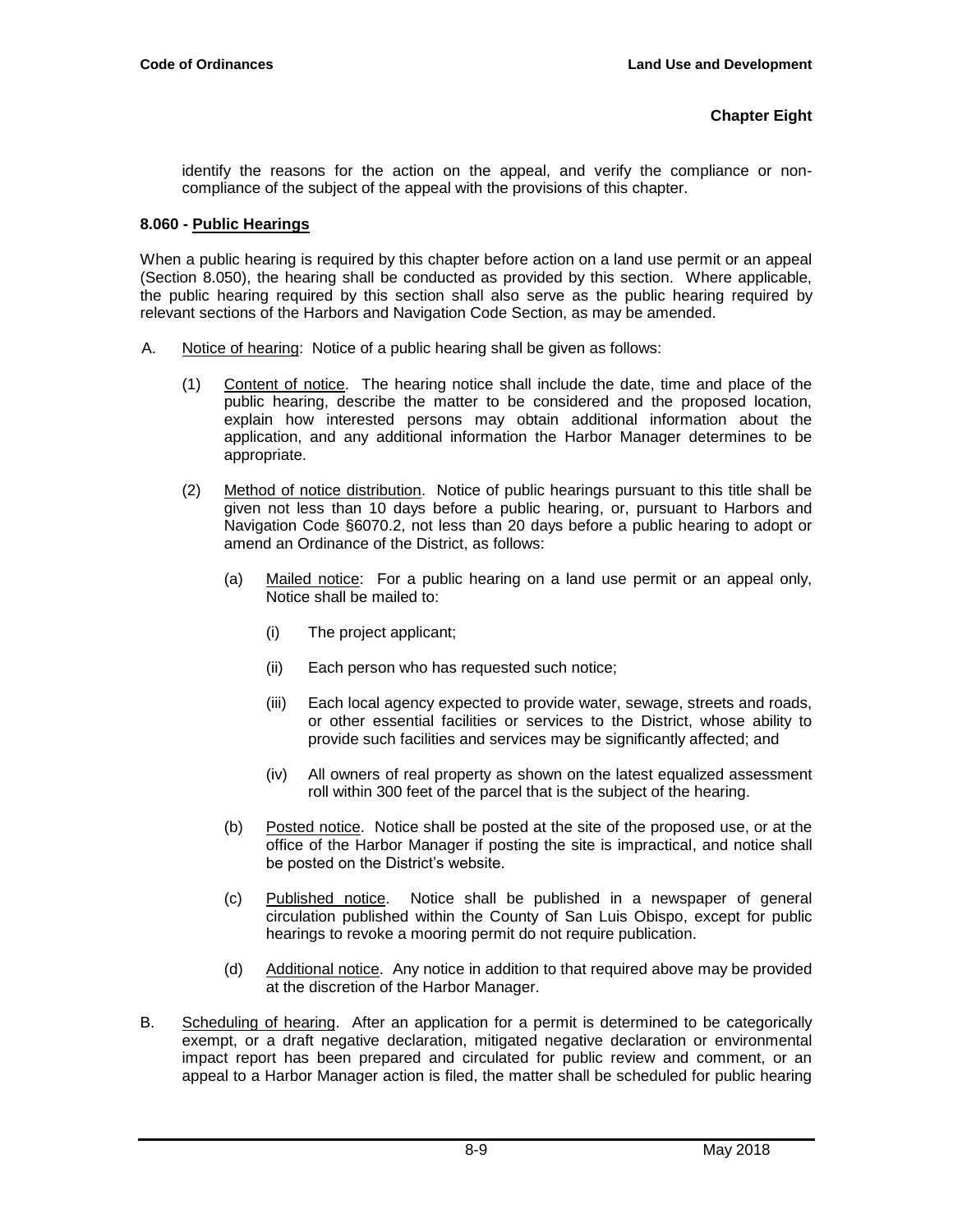identify the reasons for the action on the appeal, and verify the compliance or non-compliance of the subject of the appeal with the provisions of this chapter.

**8.060 - Public Hearings**

When a public hearing is required by this chapter before action on a land use permit or an appeal (Section 8.050), the hearing shall be conducted as provided by this section. Where applicable, the public hearing required by this section shall also serve as the public hearing required by relevant sections of the Harbors and Navigation Code Section, as may be amended.

A. Notice of hearing: Notice of a public hearing shall be given as follows:

   (1) Content of notice. The hearing notice shall include the date, time and place of the public hearing, describe the matter to be considered and the proposed location, explain how interested persons may obtain additional information about the application, and any additional information the Harbor Manager determines to be appropriate.

   (2) Method of notice distribution. Notice of public hearings pursuant to this title shall be given not less than 10 days before a public hearing, or, pursuant to Harbors and Navigation Code §6070.2, not less than 20 days before a public hearing to adopt or amend an Ordinance of the District, as follows:

      (a) Mailed notice: For a public hearing on a land use permit or an appeal only, Notice shall be mailed to:

         (i) The project applicant;

         (ii) Each person who has requested such notice;

         (iii) Each local agency expected to provide water, sewage, streets and roads, or other essential facilities or services to the District, whose ability to provide such facilities and services may be significantly affected; and

         (iv) All owners of real property as shown on the latest equalized assessment roll within 300 feet of the parcel that is the subject of the hearing.

      (b) Posted notice. Notice shall be posted at the site of the proposed use, or at the office of the Harbor Manager if posting the site is impractical, and notice shall be posted on the District's website.

      (c) Published notice. Notice shall be published in a newspaper of general circulation published within the County of San Luis Obispo, except for public hearings to revoke a mooring permit do not require publication.

      (d) Additional notice. Any notice in addition to that required above may be provided at the discretion of the Harbor Manager.

B. Scheduling of hearing. After an application for a permit is determined to be categorically exempt, or a draft negative declaration, mitigated negative declaration or environmental impact report has been prepared and circulated for public review and comment, or an appeal to a Harbor Manager action is filed, the matter shall be scheduled for public hearing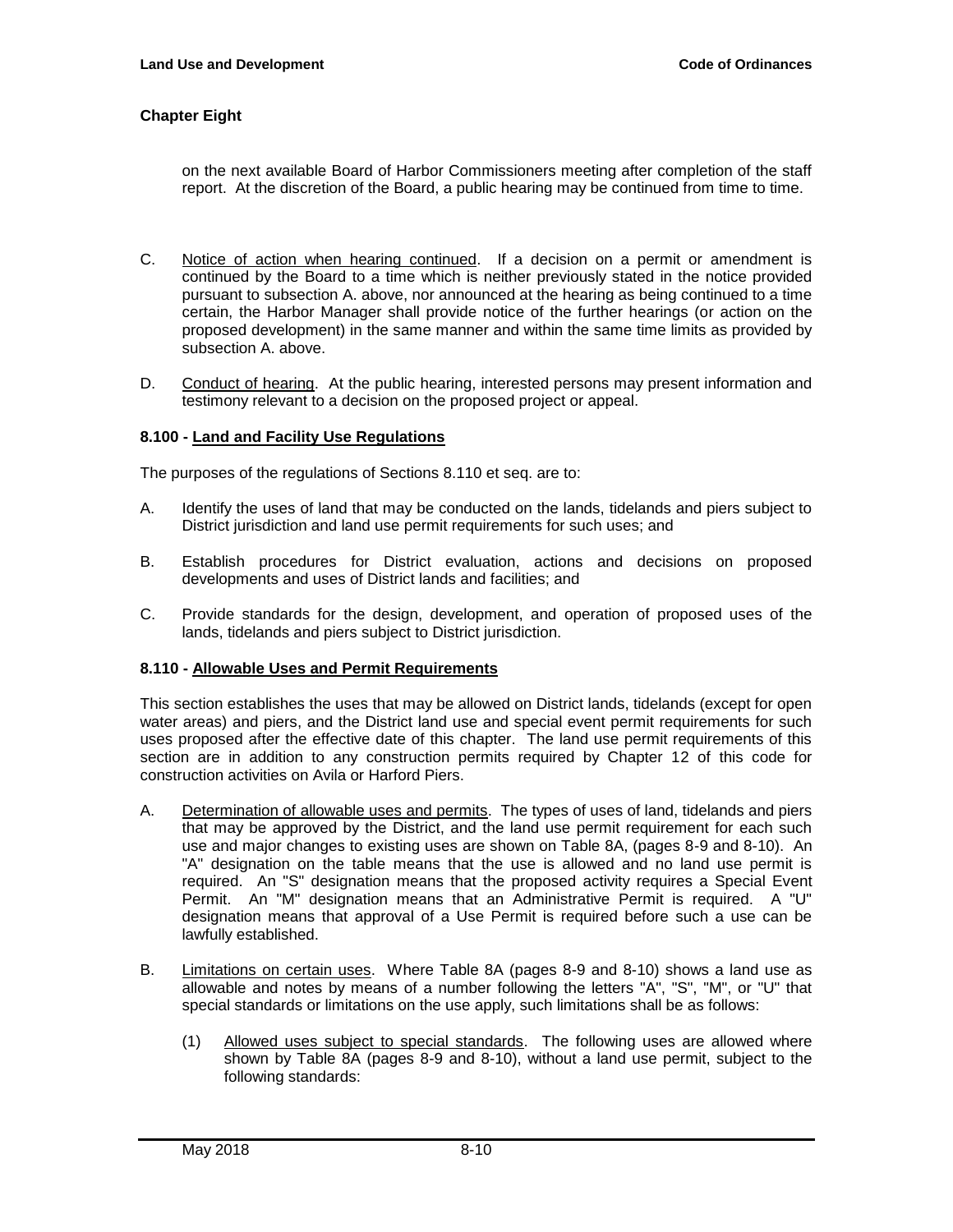on the next available Board of Harbor Commissioners meeting after completion of the staff report. At the discretion of the Board, a public hearing may be continued from time to time.

C. Notice of action when hearing continued. If a decision on a permit or amendment is continued by the Board to a time which is neither previously stated in the notice provided pursuant to subsection A. above, nor announced at the hearing as being continued to a time certain, the Harbor Manager shall provide notice of the further hearings (or action on the proposed development) in the same manner and within the same time limits as provided by subsection A. above.

D. Conduct of hearing. At the public hearing, interested persons may present information and testimony relevant to a decision on the proposed project or appeal.

**8.100 - Land and Facility Use Regulations**

The purposes of the regulations of Sections 8.110 et seq. are to:

A. Identify the uses of land that may be conducted on the lands, tidelands and piers subject to District jurisdiction and land use permit requirements for such uses; and

B. Establish procedures for District evaluation, actions and decisions on proposed developments and uses of District lands and facilities; and

C. Provide standards for the design, development, and operation of proposed uses of the lands, tidelands and piers subject to District jurisdiction.

**8.110 - Allowable Uses and Permit Requirements**

This section establishes the uses that may be allowed on District lands, tidelands (except for open water areas) and piers, and the District land use and special event permit requirements for such uses proposed after the effective date of this chapter. The land use permit requirements of this section are in addition to any construction permits required by Chapter 12 of this code for construction activities on Avila or Harford Piers.

A. Determination of allowable uses and permits. The types of uses of land, tidelands and piers that may be approved by the District, and the land use permit requirement for each such use and major changes to existing uses are shown on Table 8A, (pages 8-9 and 8-10). An "A" designation on the table means that the use is allowed and no land use permit is required. An "S" designation means that the proposed activity requires a Special Event Permit. An "M" designation means that an Administrative Permit is required. A "U" designation means that approval of a Use Permit is required before such a use can be lawfully established.

B. Limitations on certain uses. Where Table 8A (pages 8-9 and 8-10) shows a land use as allowable and notes by means of a number following the letters "A", "S", "M", or "U" that special standards or limitations on the use apply, such limitations shall be as follows:

(1) Allowed uses subject to special standards. The following uses are allowed where shown by Table 8A (pages 8-9 and 8-10), without a land use permit, subject to the following standards: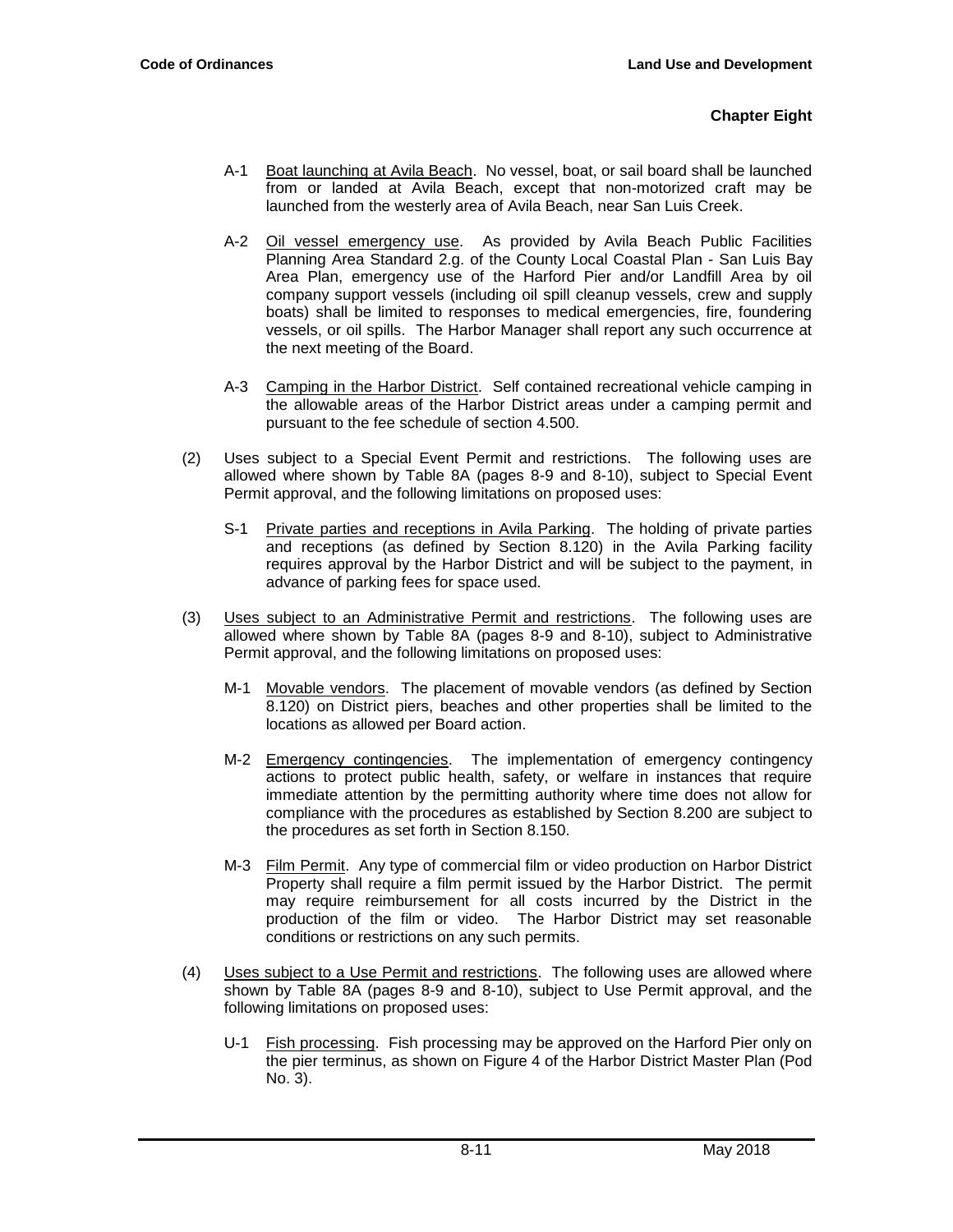A-1 Boat launching at Avila Beach. No vessel, boat, or sail board shall be launched from or landed at Avila Beach, except that non-motorized craft may be launched from the westerly area of Avila Beach, near San Luis Creek.

A-2 Oil vessel emergency use. As provided by Avila Beach Public Facilities Planning Area Standard 2.g. of the County Local Coastal Plan - San Luis Bay Area Plan, emergency use of the Harford Pier and/or Landfill Area by oil company support vessels (including oil spill cleanup vessels, crew and supply boats) shall be limited to responses to medical emergencies, fire, foundering vessels, or oil spills. The Harbor Manager shall report any such occurrence at the next meeting of the Board.

A-3 Camping in the Harbor District. Self contained recreational vehicle camping in the allowable areas of the Harbor District areas under a camping permit and pursuant to the fee schedule of section 4.500.

(2) Uses subject to a Special Event Permit and restrictions. The following uses are allowed where shown by Table 8A (pages 8-9 and 8-10), subject to Special Event Permit approval, and the following limitations on proposed uses:

S-1 Private parties and receptions in Avila Parking. The holding of private parties and receptions (as defined by Section 8.120) in the Avila Parking facility requires approval by the Harbor District and will be subject to the payment, in advance of parking fees for space used.

(3) Uses subject to an Administrative Permit and restrictions. The following uses are allowed where shown by Table 8A (pages 8-9 and 8-10), subject to Administrative Permit approval, and the following limitations on proposed uses:

M-1 Movable vendors. The placement of movable vendors (as defined by Section 8.120) on District piers, beaches and other properties shall be limited to the locations as allowed per Board action.

M-2 Emergency contingencies. The implementation of emergency contingency actions to protect public health, safety, or welfare in instances that require immediate attention by the permitting authority where time does not allow for compliance with the procedures as established by Section 8.200 are subject to the procedures as set forth in Section 8.150.

M-3 Film Permit. Any type of commercial film or video production on Harbor District Property shall require a film permit issued by the Harbor District. The permit may require reimbursement for all costs incurred by the District in the production of the film or video. The Harbor District may set reasonable conditions or restrictions on any such permits.

(4) Uses subject to a Use Permit and restrictions. The following uses are allowed where shown by Table 8A (pages 8-9 and 8-10), subject to Use Permit approval, and the following limitations on proposed uses:

U-1 Fish processing. Fish processing may be approved on the Harford Pier only on the pier terminus, as shown on Figure 4 of the Harbor District Master Plan (Pod No. 3).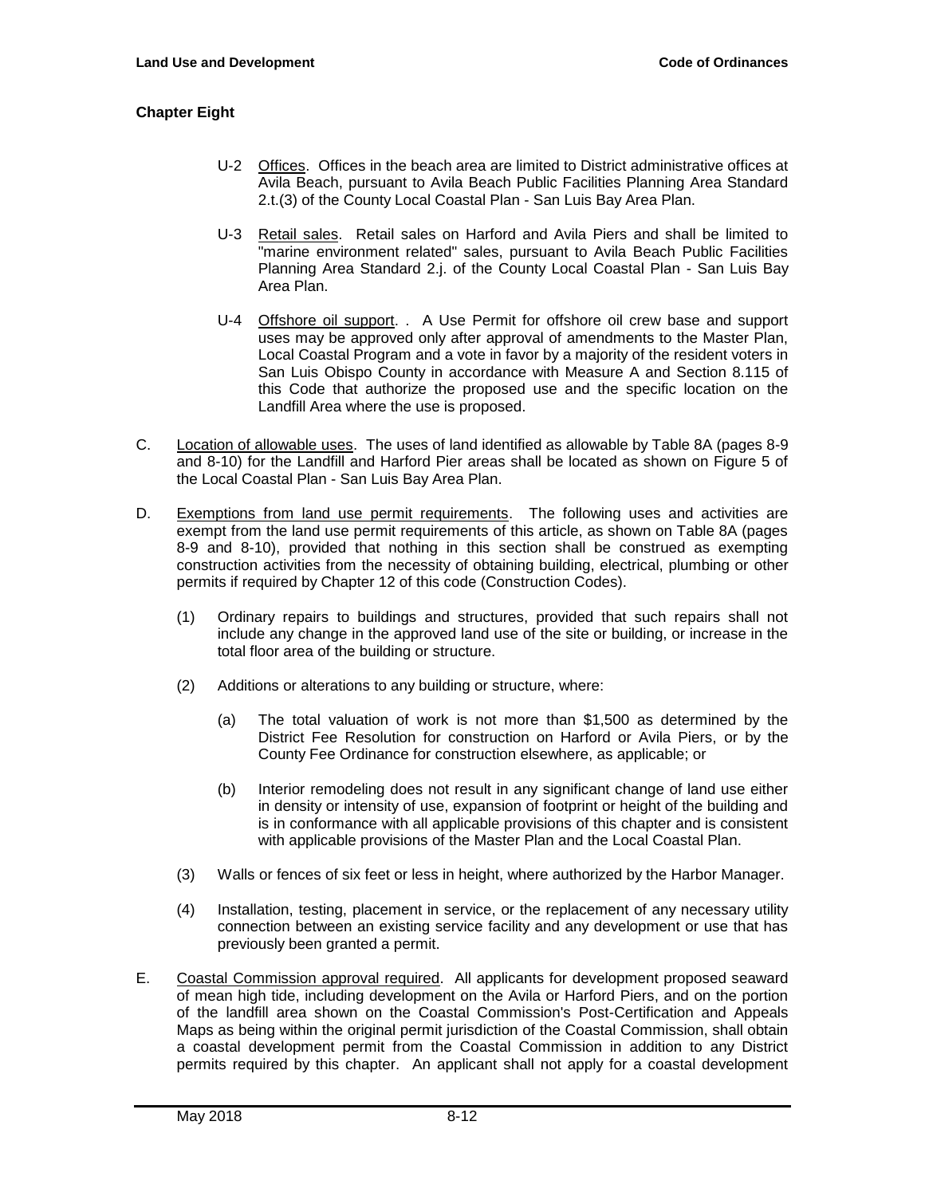U-2 Offices. Offices in the beach area are limited to District administrative offices at Avila Beach, pursuant to Avila Beach Public Facilities Planning Area Standard 2.t.(3) of the County Local Coastal Plan - San Luis Bay Area Plan.

U-3 Retail sales. Retail sales on Harford and Avila Piers and shall be limited to "marine environment related" sales, pursuant to Avila Beach Public Facilities Planning Area Standard 2.j. of the County Local Coastal Plan - San Luis Bay Area Plan.

U-4 Offshore oil support. . A Use Permit for offshore oil crew base and support uses may be approved only after approval of amendments to the Master Plan, Local Coastal Program and a vote in favor by a majority of the resident voters in San Luis Obispo County in accordance with Measure A and Section 8.115 of this Code that authorize the proposed use and the specific location on the Landfill Area where the use is proposed.

C. Location of allowable uses. The uses of land identified as allowable by Table 8A (pages 8-9 and 8-10) for the Landfill and Harford Pier areas shall be located as shown on Figure 5 of the Local Coastal Plan - San Luis Bay Area Plan.

D. Exemptions from land use permit requirements. The following uses and activities are exempt from the land use permit requirements of this article, as shown on Table 8A (pages 8-9 and 8-10), provided that nothing in this section shall be construed as exempting construction activities from the necessity of obtaining building, electrical, plumbing or other permits if required by Chapter 12 of this code (Construction Codes).

(1) Ordinary repairs to buildings and structures, provided that such repairs shall not include any change in the approved land use of the site or building, or increase in the total floor area of the building or structure.

(2) Additions or alterations to any building or structure, where:

(a) The total valuation of work is not more than $1,500 as determined by the District Fee Resolution for construction on Harford or Avila Piers, or by the County Fee Ordinance for construction elsewhere, as applicable; or

(b) Interior remodeling does not result in any significant change of land use either in density or intensity of use, expansion of footprint or height of the building and is in conformance with all applicable provisions of this chapter and is consistent with applicable provisions of the Master Plan and the Local Coastal Plan.

(3) Walls or fences of six feet or less in height, where authorized by the Harbor Manager.

(4) Installation, testing, placement in service, or the replacement of any necessary utility connection between an existing service facility and any development or use that has previously been granted a permit.

E. Coastal Commission approval required. All applicants for development proposed seaward of mean high tide, including development on the Avila or Harford Piers, and on the portion of the landfill area shown on the Coastal Commission's Post-Certification and Appeals Maps as being within the original permit jurisdiction of the Coastal Commission, shall obtain a coastal development permit from the Coastal Commission in addition to any District permits required by this chapter. An applicant shall not apply for a coastal development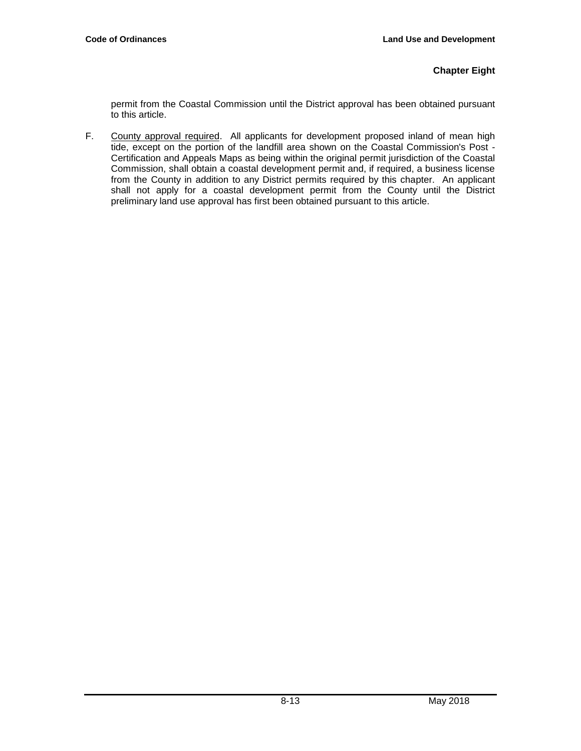permit from the Coastal Commission until the District approval has been obtained pursuant to this article.

F. County approval required. All applicants for development proposed inland of mean high tide, except on the portion of the landfill area shown on the Coastal Commission's Post - Certification and Appeals Maps as being within the original permit jurisdiction of the Coastal Commission, shall obtain a coastal development permit and, if required, a business license from the County in addition to any District permits required by this chapter. An applicant shall not apply for a coastal development permit from the County until the District preliminary land use approval has first been obtained pursuant to this article.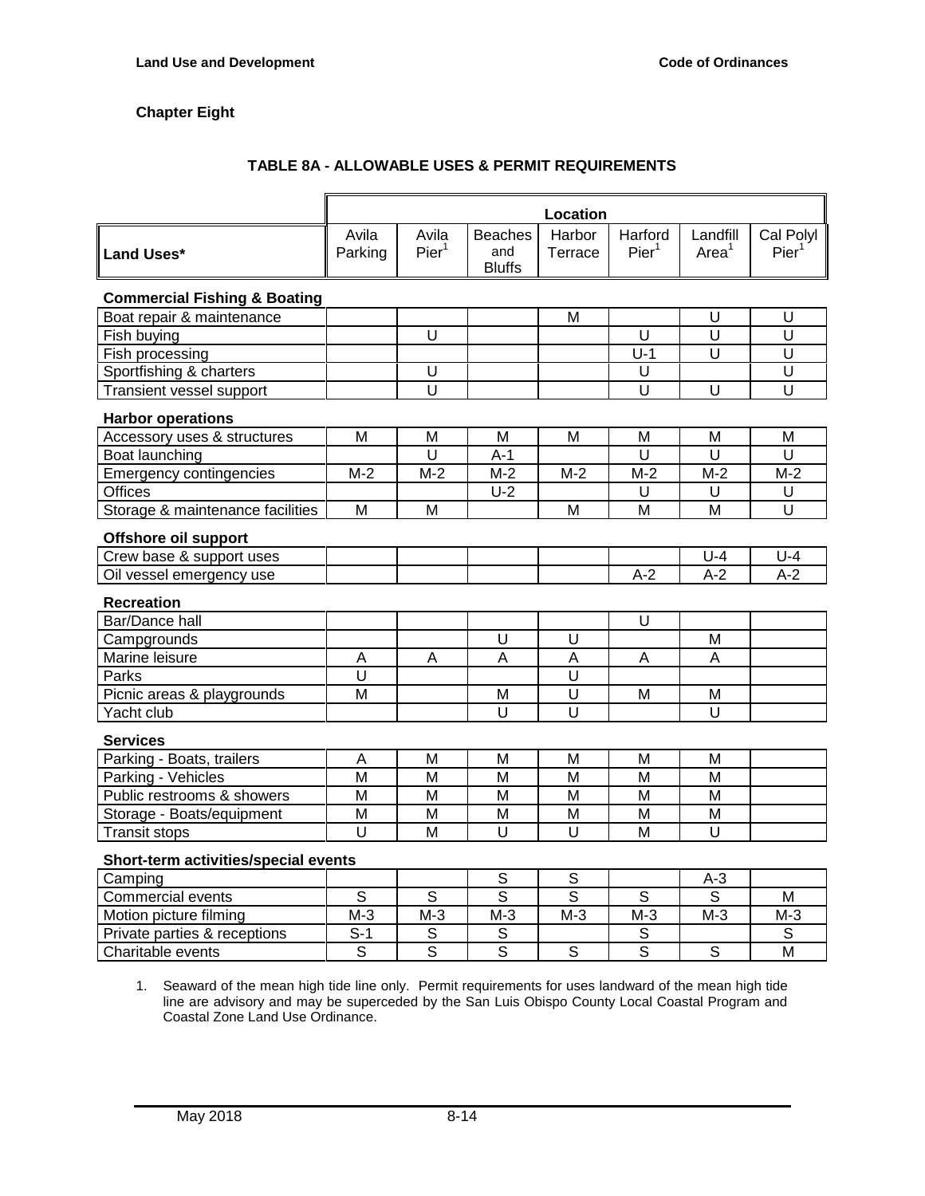## Chapter Eight

### TABLE 8A - ALLOWABLE USES & PERMIT REQUIREMENTS

| Land Uses* | Location | | | | | | |
|---|---|---|---|---|---|---|---|
| | Avila Parking | Avila Pier[1] | Beaches and Bluffs | Harbor Terrace | Harford Pier[1] | Landfill Area[1] | Cal Polyl Pier[1] |
| **Commercial Fishing & Boating** | | | | | | | |
| Boat repair & maintenance | | | | M | | U | U |
| Fish buying | | U | | | U | U | U |
| Fish processing | | | | | U-1 | U | U |
| Sportfishing & charters | | U | | | U | | U |
| Transient vessel support | | U | | | U | U | U |
| **Harbor operations** | | | | | | | |
| Accessory uses & structures | M | M | M | M | M | M | M |
| Boat launching | | U | A-1 | | U | U | U |
| Emergency contingencies | M-2 | M-2 | M-2 | M-2 | M-2 | M-2 | M-2 |
| Offices | | | U-2 | | U | U | U |
| Storage & maintenance facilities | M | M | | M | M | M | U |
| **Offshore oil support** | | | | | | | |
| Crew base & support uses | | | | | | U-4 | U-4 |
| Oil vessel emergency use | | | | | A-2 | A-2 | A-2 |
| **Recreation** | | | | | | | |
| Bar/Dance hall | | | | | U | | |
| Campgrounds | | | U | U | | M | |
| Marine leisure | A | A | A | A | A | A | |
| Parks | U | | | U | | | |
| Picnic areas & playgrounds | M | | M | U | M | M | |
| Yacht club | | | U | U | | U | |
| **Services** | | | | | | | |
| Parking - Boats, trailers | A | M | M | M | M | M | |
| Parking - Vehicles | M | M | M | M | M | M | |
| Public restrooms & showers | M | M | M | M | M | M | |
| Storage - Boats/equipment | M | M | M | M | M | M | |
| Transit stops | U | M | U | U | M | U | |
| **Short-term activities/special events** | | | | | | | |
| Camping | | | S | S | | A-3 | |
| Commercial events | S | S | S | S | S | S | M |
| Motion picture filming | M-3 | M-3 | M-3 | M-3 | M-3 | M-3 | M-3 |
| Private parties & receptions | S-1 | S | S | | S | | S |
| Charitable events | S | S | S | S | S | S | M |

1. Seaward of the mean high tide line only. Permit requirements for uses landward of the mean high tide line are advisory and may be superceded by the San Luis Obispo County Local Coastal Program and Coastal Zone Land Use Ordinance.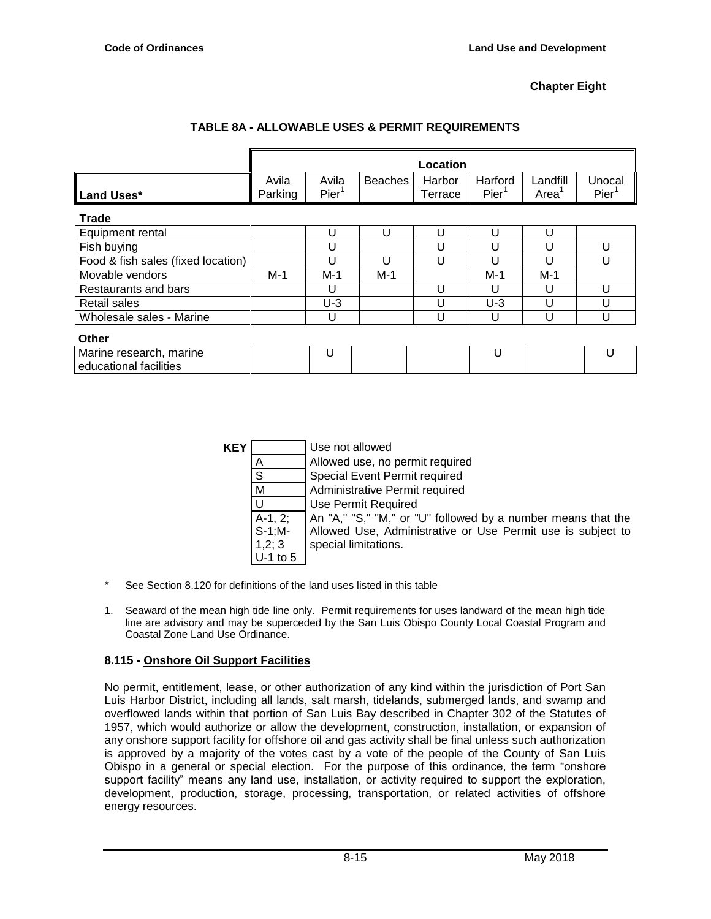**Chapter Eight**

**TABLE 8A - ALLOWABLE USES & PERMIT REQUIREMENTS**

| Land Uses* | Location | | | | | | |
|---|---|---|---|---|---|---|---|
| | Avila Parking | Avila Pier[1] | Beaches | Harbor Terrace | Harford Pier[1] | Landfill Area[1] | Unocal Pier[1] |
| **Trade** | | | | | | | |
| Equipment rental | | U | U | U | U | U | |
| Fish buying | | U | | U | U | U | U |
| Food & fish sales (fixed location) | | U | U | U | U | U | U |
| Movable vendors | M-1 | M-1 | M-1 | | M-1 | M-1 | |
| Restaurants and bars | | U | | U | U | U | U |
| Retail sales | | U-3 | | U | U-3 | U | U |
| Wholesale sales - Marine | | U | | U | U | U | U |
| **Other** | | | | | | | |
| Marine research, marine educational facilities | | U | | | U | | U |

**KEY**

| | |
|---|---|
| | Use not allowed |
| A | Allowed use, no permit required |
| S | Special Event Permit required |
| M | Administrative Permit required |
| U | Use Permit Required |
| A-1, 2; S-1;M-1,2; 3 U-1 to 5 | An "A," "S," "M," or "U" followed by a number means that the Allowed Use, Administrative or Use Permit use is subject to special limitations. |

\* See Section 8.120 for definitions of the land uses listed in this table

1. Seaward of the mean high tide line only. Permit requirements for uses landward of the mean high tide line are advisory and may be superceded by the San Luis Obispo County Local Coastal Program and Coastal Zone Land Use Ordinance.

### 8.115 - Onshore Oil Support Facilities

No permit, entitlement, lease, or other authorization of any kind within the jurisdiction of Port San Luis Harbor District, including all lands, salt marsh, tidelands, submerged lands, and swamp and overflowed lands within that portion of San Luis Bay described in Chapter 302 of the Statutes of 1957, which would authorize or allow the development, construction, installation, or expansion of any onshore support facility for offshore oil and gas activity shall be final unless such authorization is approved by a majority of the votes cast by a vote of the people of the County of San Luis Obispo in a general or special election. For the purpose of this ordinance, the term "onshore support facility" means any land use, installation, or activity required to support the exploration, development, production, storage, processing, transportation, or related activities of offshore energy resources.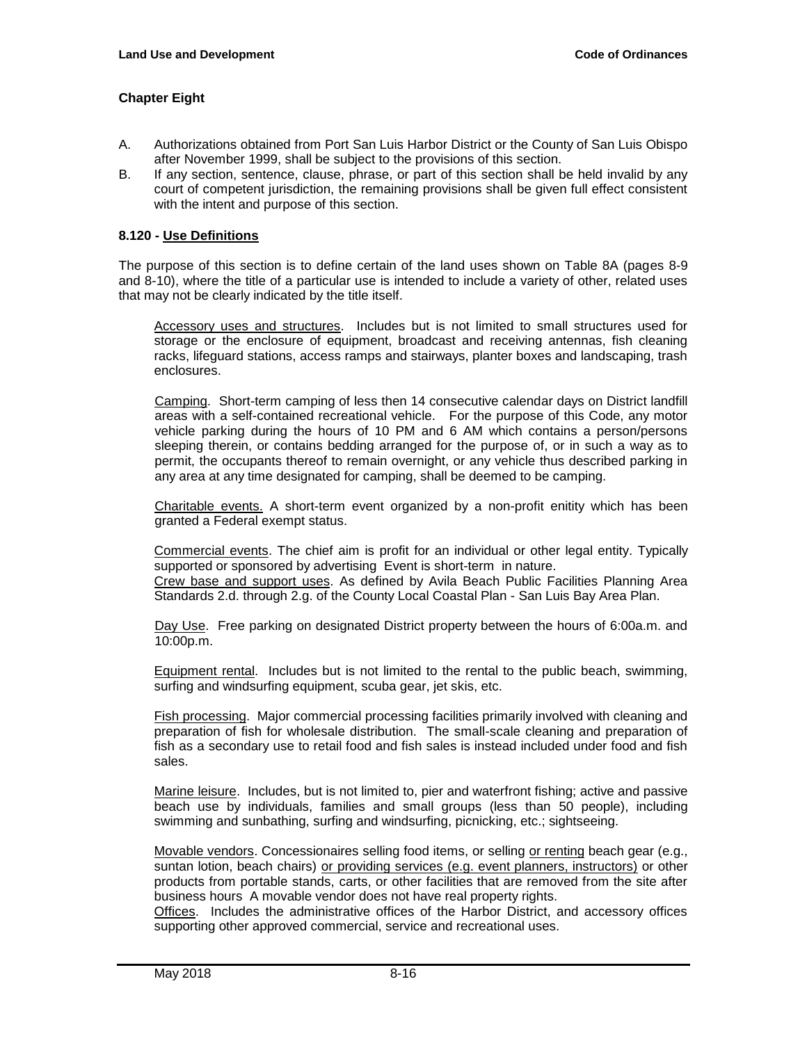## Chapter Eight

A. Authorizations obtained from Port San Luis Harbor District or the County of San Luis Obispo after November 1999, shall be subject to the provisions of this section.

B. If any section, sentence, clause, phrase, or part of this section shall be held invalid by any court of competent jurisdiction, the remaining provisions shall be given full effect consistent with the intent and purpose of this section.

### 8.120 - Use Definitions

The purpose of this section is to define certain of the land uses shown on Table 8A (pages 8-9 and 8-10), where the title of a particular use is intended to include a variety of other, related uses that may not be clearly indicated by the title itself.

Accessory uses and structures. Includes but is not limited to small structures used for storage or the enclosure of equipment, broadcast and receiving antennas, fish cleaning racks, lifeguard stations, access ramps and stairways, planter boxes and landscaping, trash enclosures.

Camping. Short-term camping of less then 14 consecutive calendar days on District landfill areas with a self-contained recreational vehicle. For the purpose of this Code, any motor vehicle parking during the hours of 10 PM and 6 AM which contains a person/persons sleeping therein, or contains bedding arranged for the purpose of, or in such a way as to permit, the occupants thereof to remain overnight, or any vehicle thus described parking in any area at any time designated for camping, shall be deemed to be camping.

Charitable events. A short-term event organized by a non-profit enitity which has been granted a Federal exempt status.

Commercial events. The chief aim is profit for an individual or other legal entity. Typically supported or sponsored by advertising Event is short-term in nature.

Crew base and support uses. As defined by Avila Beach Public Facilities Planning Area Standards 2.d. through 2.g. of the County Local Coastal Plan - San Luis Bay Area Plan.

Day Use. Free parking on designated District property between the hours of 6:00a.m. and 10:00p.m.

Equipment rental. Includes but is not limited to the rental to the public beach, swimming, surfing and windsurfing equipment, scuba gear, jet skis, etc.

Fish processing. Major commercial processing facilities primarily involved with cleaning and preparation of fish for wholesale distribution. The small-scale cleaning and preparation of fish as a secondary use to retail food and fish sales is instead included under food and fish sales.

Marine leisure. Includes, but is not limited to, pier and waterfront fishing; active and passive beach use by individuals, families and small groups (less than 50 people), including swimming and sunbathing, surfing and windsurfing, picnicking, etc.; sightseeing.

Movable vendors. Concessionaires selling food items, or selling or renting beach gear (e.g., suntan lotion, beach chairs) or providing services (e.g. event planners, instructors) or other products from portable stands, carts, or other facilities that are removed from the site after business hours A movable vendor does not have real property rights.

Offices. Includes the administrative offices of the Harbor District, and accessory offices supporting other approved commercial, service and recreational uses.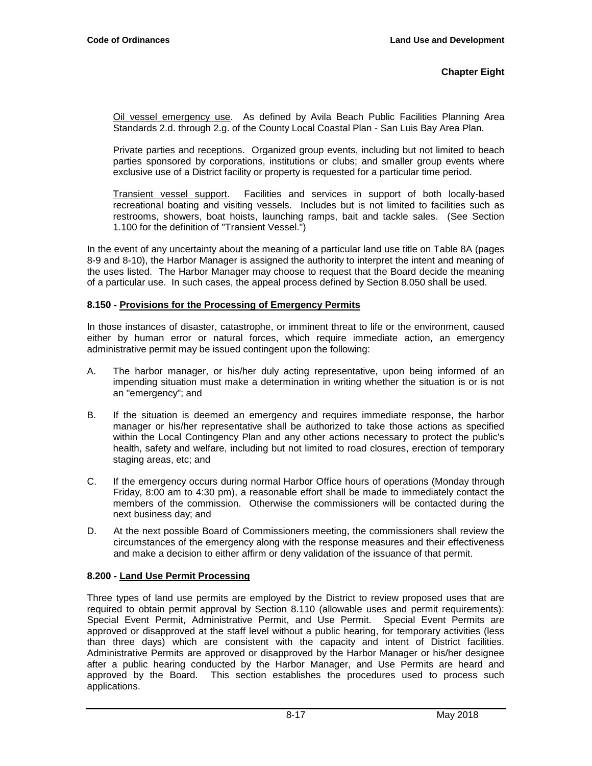Oil vessel emergency use. As defined by Avila Beach Public Facilities Planning Area Standards 2.d. through 2.g. of the County Local Coastal Plan - San Luis Bay Area Plan.

Private parties and receptions. Organized group events, including but not limited to beach parties sponsored by corporations, institutions or clubs; and smaller group events where exclusive use of a District facility or property is requested for a particular time period.

Transient vessel support. Facilities and services in support of both locally-based recreational boating and visiting vessels. Includes but is not limited to facilities such as restrooms, showers, boat hoists, launching ramps, bait and tackle sales. (See Section 1.100 for the definition of "Transient Vessel.")

In the event of any uncertainty about the meaning of a particular land use title on Table 8A (pages 8-9 and 8-10), the Harbor Manager is assigned the authority to interpret the intent and meaning of the uses listed. The Harbor Manager may choose to request that the Board decide the meaning of a particular use. In such cases, the appeal process defined by Section 8.050 shall be used.

## 8.150 - Provisions for the Processing of Emergency Permits

In those instances of disaster, catastrophe, or imminent threat to life or the environment, caused either by human error or natural forces, which require immediate action, an emergency administrative permit may be issued contingent upon the following:

A. The harbor manager, or his/her duly acting representative, upon being informed of an impending situation must make a determination in writing whether the situation is or is not an "emergency"; and

B. If the situation is deemed an emergency and requires immediate response, the harbor manager or his/her representative shall be authorized to take those actions as specified within the Local Contingency Plan and any other actions necessary to protect the public's health, safety and welfare, including but not limited to road closures, erection of temporary staging areas, etc; and

C. If the emergency occurs during normal Harbor Office hours of operations (Monday through Friday, 8:00 am to 4:30 pm), a reasonable effort shall be made to immediately contact the members of the commission. Otherwise the commissioners will be contacted during the next business day; and

D. At the next possible Board of Commissioners meeting, the commissioners shall review the circumstances of the emergency along with the response measures and their effectiveness and make a decision to either affirm or deny validation of the issuance of that permit.

## 8.200 - Land Use Permit Processing

Three types of land use permits are employed by the District to review proposed uses that are required to obtain permit approval by Section 8.110 (allowable uses and permit requirements): Special Event Permit, Administrative Permit, and Use Permit. Special Event Permits are approved or disapproved at the staff level without a public hearing, for temporary activities (less than three days) which are consistent with the capacity and intent of District facilities. Administrative Permits are approved or disapproved by the Harbor Manager or his/her designee after a public hearing conducted by the Harbor Manager, and Use Permits are heard and approved by the Board. This section establishes the procedures used to process such applications.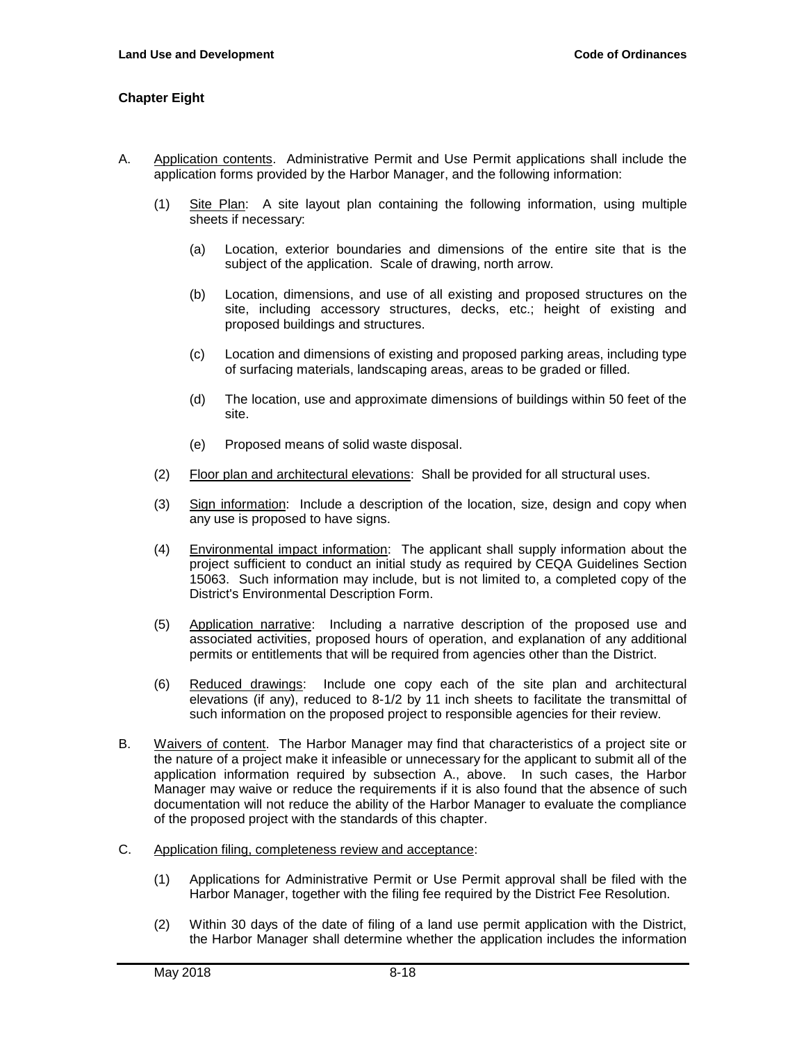**Chapter Eight**

A. Application contents. Administrative Permit and Use Permit applications shall include the application forms provided by the Harbor Manager, and the following information:

   (1) Site Plan: A site layout plan containing the following information, using multiple sheets if necessary:

      (a) Location, exterior boundaries and dimensions of the entire site that is the subject of the application. Scale of drawing, north arrow.

      (b) Location, dimensions, and use of all existing and proposed structures on the site, including accessory structures, decks, etc.; height of existing and proposed buildings and structures.

      (c) Location and dimensions of existing and proposed parking areas, including type of surfacing materials, landscaping areas, areas to be graded or filled.

      (d) The location, use and approximate dimensions of buildings within 50 feet of the site.

      (e) Proposed means of solid waste disposal.

   (2) Floor plan and architectural elevations: Shall be provided for all structural uses.

   (3) Sign information: Include a description of the location, size, design and copy when any use is proposed to have signs.

   (4) Environmental impact information: The applicant shall supply information about the project sufficient to conduct an initial study as required by CEQA Guidelines Section 15063. Such information may include, but is not limited to, a completed copy of the District's Environmental Description Form.

   (5) Application narrative: Including a narrative description of the proposed use and associated activities, proposed hours of operation, and explanation of any additional permits or entitlements that will be required from agencies other than the District.

   (6) Reduced drawings: Include one copy each of the site plan and architectural elevations (if any), reduced to 8-1/2 by 11 inch sheets to facilitate the transmittal of such information on the proposed project to responsible agencies for their review.

B. Waivers of content. The Harbor Manager may find that characteristics of a project site or the nature of a project make it infeasible or unnecessary for the applicant to submit all of the application information required by subsection A., above. In such cases, the Harbor Manager may waive or reduce the requirements if it is also found that the absence of such documentation will not reduce the ability of the Harbor Manager to evaluate the compliance of the proposed project with the standards of this chapter.

C. Application filing, completeness review and acceptance:

   (1) Applications for Administrative Permit or Use Permit approval shall be filed with the Harbor Manager, together with the filing fee required by the District Fee Resolution.

   (2) Within 30 days of the date of filing of a land use permit application with the District, the Harbor Manager shall determine whether the application includes the information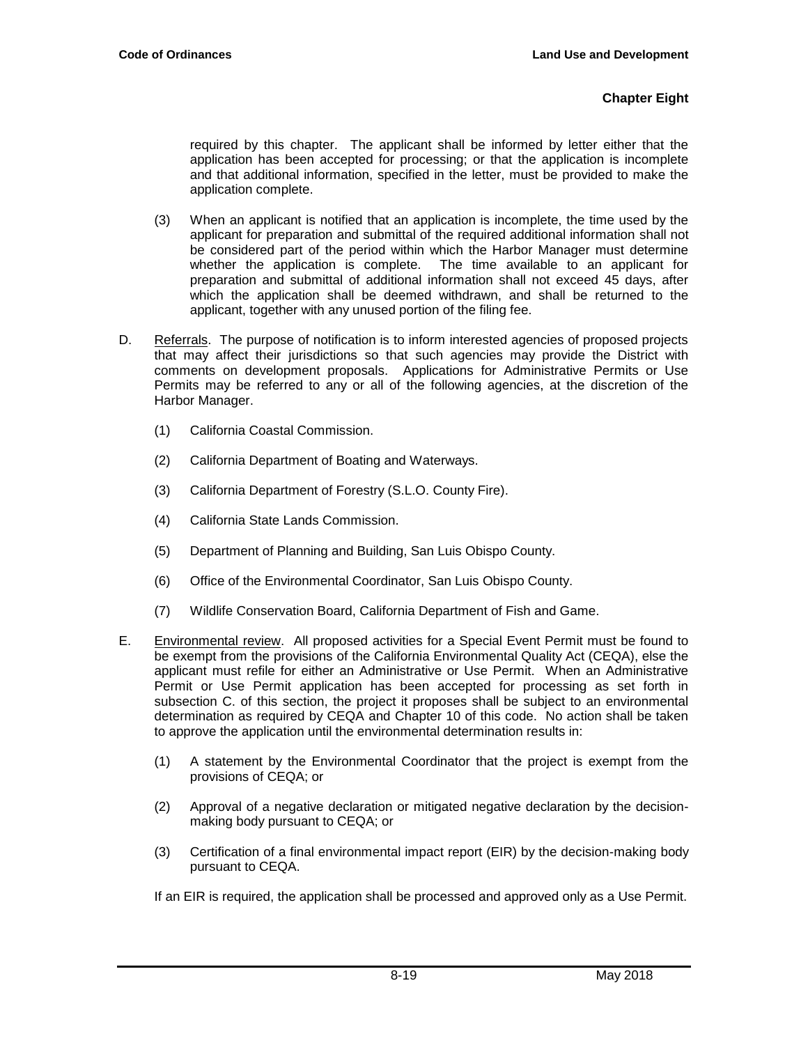required by this chapter. The applicant shall be informed by letter either that the application has been accepted for processing; or that the application is incomplete and that additional information, specified in the letter, must be provided to make the application complete.

(3) When an applicant is notified that an application is incomplete, the time used by the applicant for preparation and submittal of the required additional information shall not be considered part of the period within which the Harbor Manager must determine whether the application is complete. The time available to an applicant for preparation and submittal of additional information shall not exceed 45 days, after which the application shall be deemed withdrawn, and shall be returned to the applicant, together with any unused portion of the filing fee.

D. Referrals. The purpose of notification is to inform interested agencies of proposed projects that may affect their jurisdictions so that such agencies may provide the District with comments on development proposals. Applications for Administrative Permits or Use Permits may be referred to any or all of the following agencies, at the discretion of the Harbor Manager.

(1) California Coastal Commission.

(2) California Department of Boating and Waterways.

(3) California Department of Forestry (S.L.O. County Fire).

(4) California State Lands Commission.

(5) Department of Planning and Building, San Luis Obispo County.

(6) Office of the Environmental Coordinator, San Luis Obispo County.

(7) Wildlife Conservation Board, California Department of Fish and Game.

E. Environmental review. All proposed activities for a Special Event Permit must be found to be exempt from the provisions of the California Environmental Quality Act (CEQA), else the applicant must refile for either an Administrative or Use Permit. When an Administrative Permit or Use Permit application has been accepted for processing as set forth in subsection C. of this section, the project it proposes shall be subject to an environmental determination as required by CEQA and Chapter 10 of this code. No action shall be taken to approve the application until the environmental determination results in:

(1) A statement by the Environmental Coordinator that the project is exempt from the provisions of CEQA; or

(2) Approval of a negative declaration or mitigated negative declaration by the decision-making body pursuant to CEQA; or

(3) Certification of a final environmental impact report (EIR) by the decision-making body pursuant to CEQA.

If an EIR is required, the application shall be processed and approved only as a Use Permit.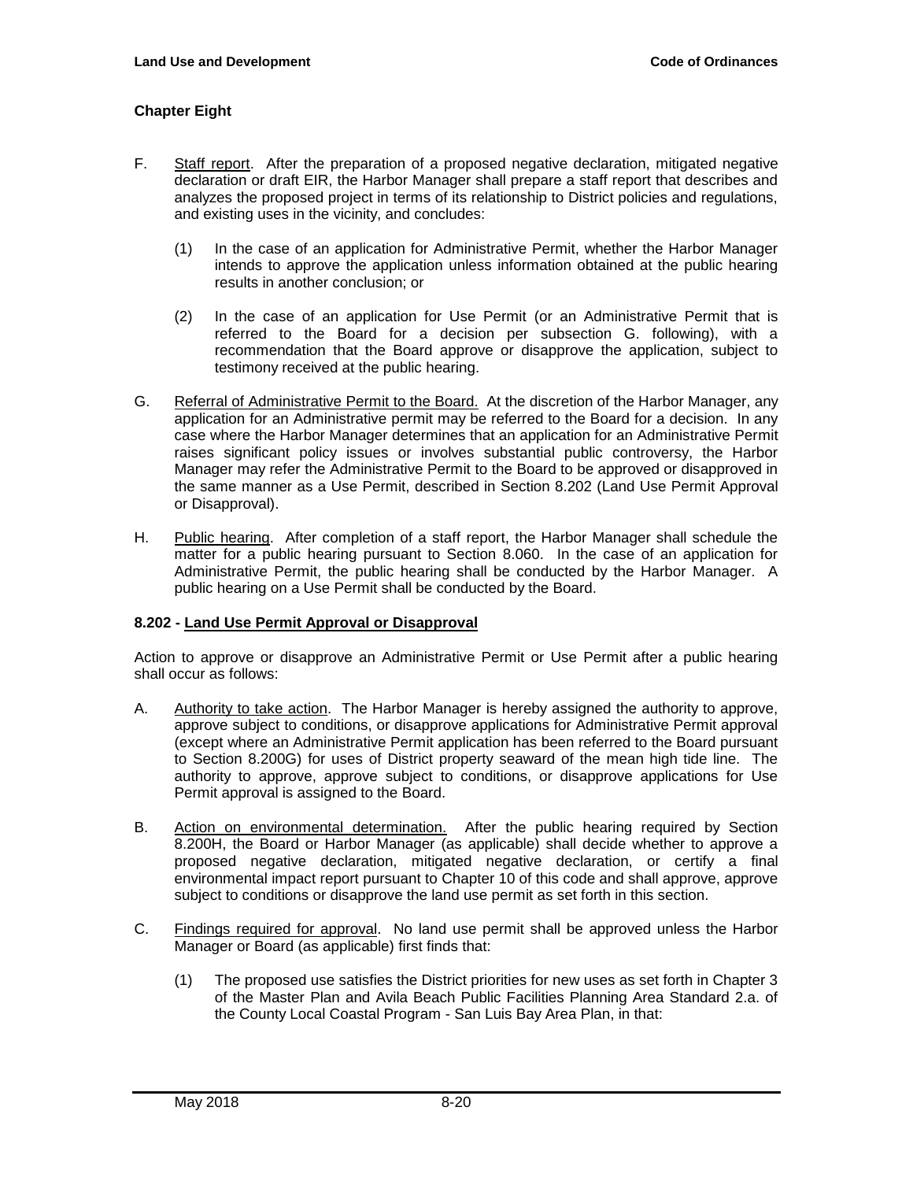**Chapter Eight**

F. Staff report. After the preparation of a proposed negative declaration, mitigated negative declaration or draft EIR, the Harbor Manager shall prepare a staff report that describes and analyzes the proposed project in terms of its relationship to District policies and regulations, and existing uses in the vicinity, and concludes:

   (1) In the case of an application for Administrative Permit, whether the Harbor Manager intends to approve the application unless information obtained at the public hearing results in another conclusion; or

   (2) In the case of an application for Use Permit (or an Administrative Permit that is referred to the Board for a decision per subsection G. following), with a recommendation that the Board approve or disapprove the application, subject to testimony received at the public hearing.

G. Referral of Administrative Permit to the Board. At the discretion of the Harbor Manager, any application for an Administrative permit may be referred to the Board for a decision. In any case where the Harbor Manager determines that an application for an Administrative Permit raises significant policy issues or involves substantial public controversy, the Harbor Manager may refer the Administrative Permit to the Board to be approved or disapproved in the same manner as a Use Permit, described in Section 8.202 (Land Use Permit Approval or Disapproval).

H. Public hearing. After completion of a staff report, the Harbor Manager shall schedule the matter for a public hearing pursuant to Section 8.060. In the case of an application for Administrative Permit, the public hearing shall be conducted by the Harbor Manager. A public hearing on a Use Permit shall be conducted by the Board.

**8.202 - Land Use Permit Approval or Disapproval**

Action to approve or disapprove an Administrative Permit or Use Permit after a public hearing shall occur as follows:

A. Authority to take action. The Harbor Manager is hereby assigned the authority to approve, approve subject to conditions, or disapprove applications for Administrative Permit approval (except where an Administrative Permit application has been referred to the Board pursuant to Section 8.200G) for uses of District property seaward of the mean high tide line. The authority to approve, approve subject to conditions, or disapprove applications for Use Permit approval is assigned to the Board.

B. Action on environmental determination. After the public hearing required by Section 8.200H, the Board or Harbor Manager (as applicable) shall decide whether to approve a proposed negative declaration, mitigated negative declaration, or certify a final environmental impact report pursuant to Chapter 10 of this code and shall approve, approve subject to conditions or disapprove the land use permit as set forth in this section.

C. Findings required for approval. No land use permit shall be approved unless the Harbor Manager or Board (as applicable) first finds that:

   (1) The proposed use satisfies the District priorities for new uses as set forth in Chapter 3 of the Master Plan and Avila Beach Public Facilities Planning Area Standard 2.a. of the County Local Coastal Program - San Luis Bay Area Plan, in that: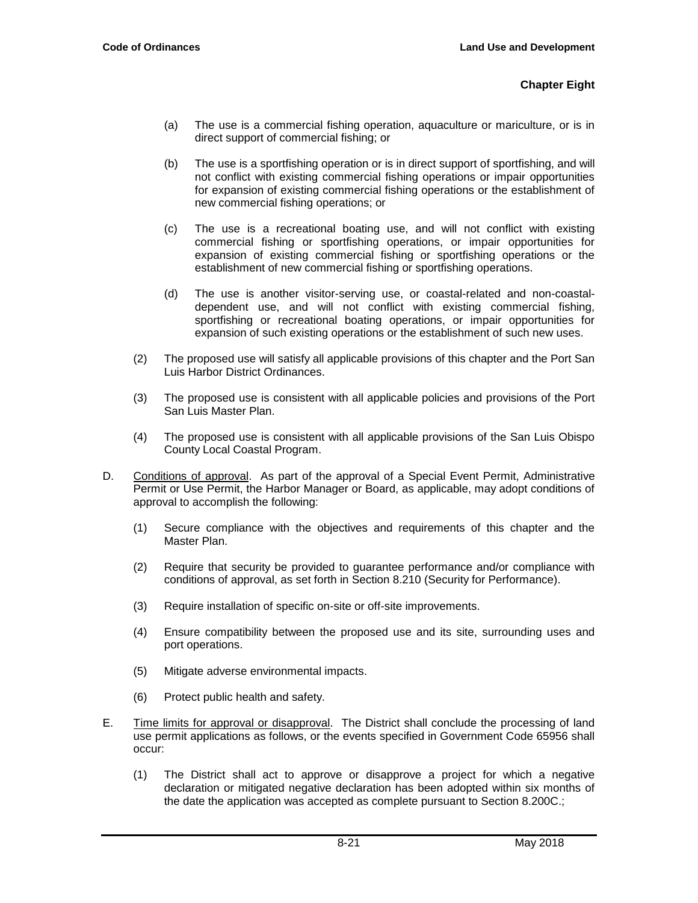(a) The use is a commercial fishing operation, aquaculture or mariculture, or is in direct support of commercial fishing; or

(b) The use is a sportfishing operation or is in direct support of sportfishing, and will not conflict with existing commercial fishing operations or impair opportunities for expansion of existing commercial fishing operations or the establishment of new commercial fishing operations; or

(c) The use is a recreational boating use, and will not conflict with existing commercial fishing or sportfishing operations, or impair opportunities for expansion of existing commercial fishing or sportfishing operations or the establishment of new commercial fishing or sportfishing operations.

(d) The use is another visitor-serving use, or coastal-related and non-coastal-dependent use, and will not conflict with existing commercial fishing, sportfishing or recreational boating operations, or impair opportunities for expansion of such existing operations or the establishment of such new uses.

(2) The proposed use will satisfy all applicable provisions of this chapter and the Port San Luis Harbor District Ordinances.

(3) The proposed use is consistent with all applicable policies and provisions of the Port San Luis Master Plan.

(4) The proposed use is consistent with all applicable provisions of the San Luis Obispo County Local Coastal Program.

D. Conditions of approval. As part of the approval of a Special Event Permit, Administrative Permit or Use Permit, the Harbor Manager or Board, as applicable, may adopt conditions of approval to accomplish the following:

(1) Secure compliance with the objectives and requirements of this chapter and the Master Plan.

(2) Require that security be provided to guarantee performance and/or compliance with conditions of approval, as set forth in Section 8.210 (Security for Performance).

(3) Require installation of specific on-site or off-site improvements.

(4) Ensure compatibility between the proposed use and its site, surrounding uses and port operations.

(5) Mitigate adverse environmental impacts.

(6) Protect public health and safety.

E. Time limits for approval or disapproval. The District shall conclude the processing of land use permit applications as follows, or the events specified in Government Code 65956 shall occur:

(1) The District shall act to approve or disapprove a project for which a negative declaration or mitigated negative declaration has been adopted within six months of the date the application was accepted as complete pursuant to Section 8.200C.;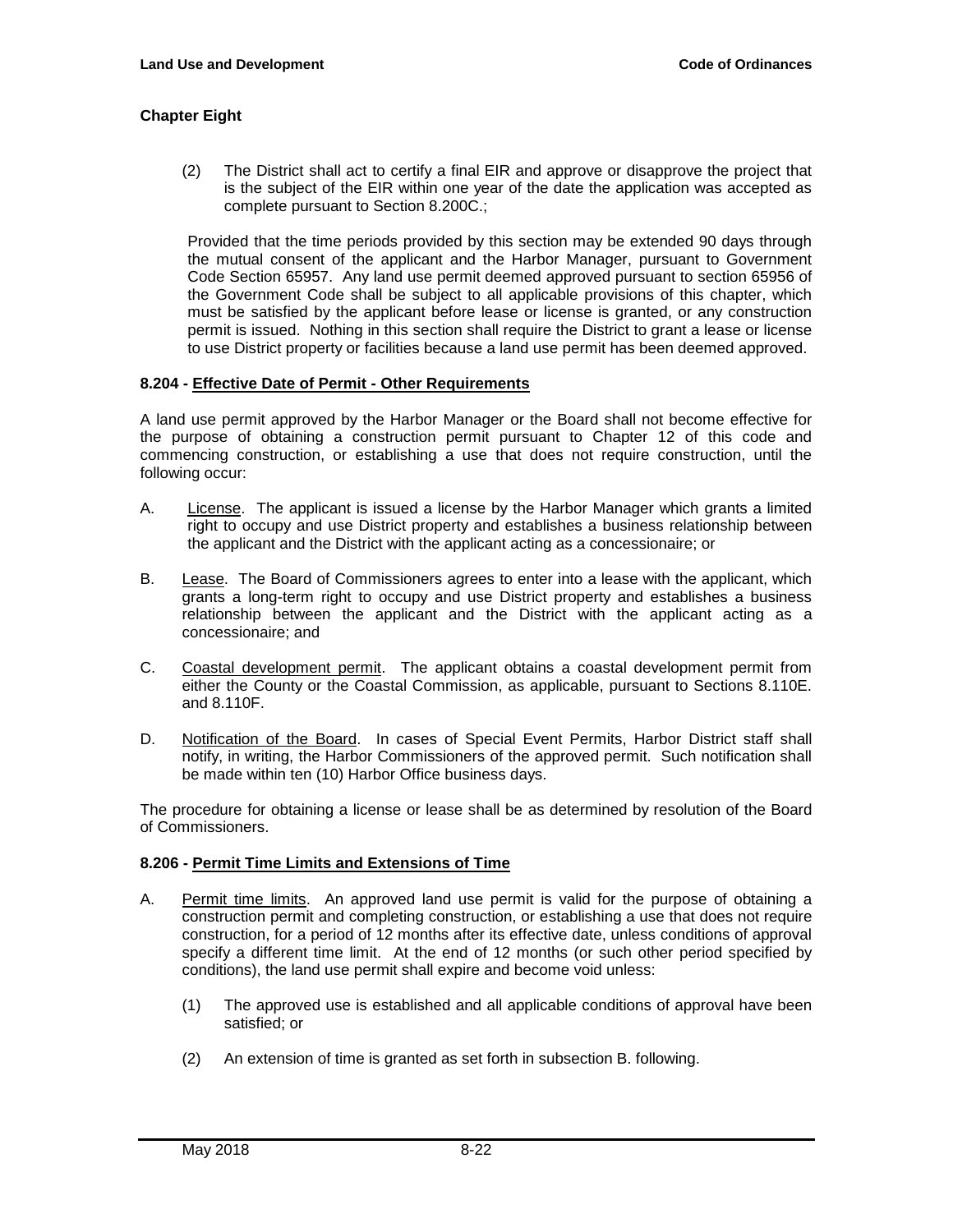## Chapter Eight

(2) The District shall act to certify a final EIR and approve or disapprove the project that is the subject of the EIR within one year of the date the application was accepted as complete pursuant to Section 8.200C.;

Provided that the time periods provided by this section may be extended 90 days through the mutual consent of the applicant and the Harbor Manager, pursuant to Government Code Section 65957. Any land use permit deemed approved pursuant to section 65956 of the Government Code shall be subject to all applicable provisions of this chapter, which must be satisfied by the applicant before lease or license is granted, or any construction permit is issued. Nothing in this section shall require the District to grant a lease or license to use District property or facilities because a land use permit has been deemed approved.

### 8.204 - Effective Date of Permit - Other Requirements

A land use permit approved by the Harbor Manager or the Board shall not become effective for the purpose of obtaining a construction permit pursuant to Chapter 12 of this code and commencing construction, or establishing a use that does not require construction, until the following occur:

A. License. The applicant is issued a license by the Harbor Manager which grants a limited right to occupy and use District property and establishes a business relationship between the applicant and the District with the applicant acting as a concessionaire; or

B. Lease. The Board of Commissioners agrees to enter into a lease with the applicant, which grants a long-term right to occupy and use District property and establishes a business relationship between the applicant and the District with the applicant acting as a concessionaire; and

C. Coastal development permit. The applicant obtains a coastal development permit from either the County or the Coastal Commission, as applicable, pursuant to Sections 8.110E. and 8.110F.

D. Notification of the Board. In cases of Special Event Permits, Harbor District staff shall notify, in writing, the Harbor Commissioners of the approved permit. Such notification shall be made within ten (10) Harbor Office business days.

The procedure for obtaining a license or lease shall be as determined by resolution of the Board of Commissioners.

### 8.206 - Permit Time Limits and Extensions of Time

A. Permit time limits. An approved land use permit is valid for the purpose of obtaining a construction permit and completing construction, or establishing a use that does not require construction, for a period of 12 months after its effective date, unless conditions of approval specify a different time limit. At the end of 12 months (or such other period specified by conditions), the land use permit shall expire and become void unless:

(1) The approved use is established and all applicable conditions of approval have been satisfied; or

(2) An extension of time is granted as set forth in subsection B. following.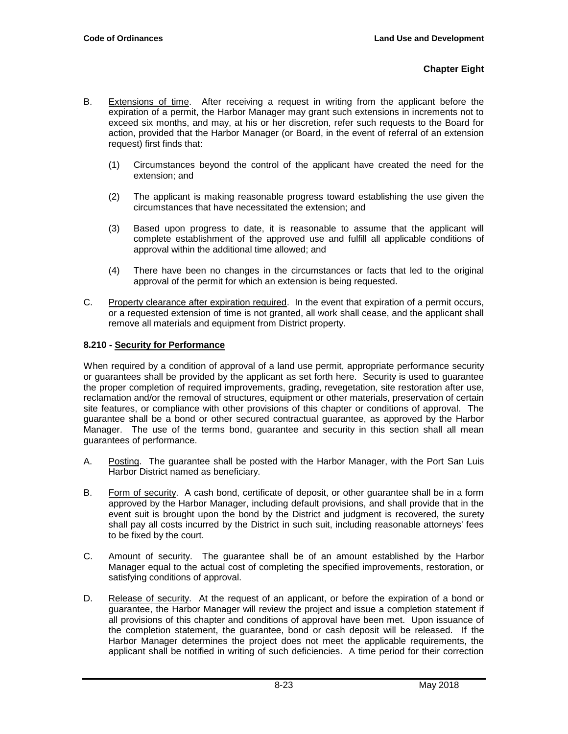B. Extensions of time. After receiving a request in writing from the applicant before the expiration of a permit, the Harbor Manager may grant such extensions in increments not to exceed six months, and may, at his or her discretion, refer such requests to the Board for action, provided that the Harbor Manager (or Board, in the event of referral of an extension request) first finds that:

   (1) Circumstances beyond the control of the applicant have created the need for the extension; and

   (2) The applicant is making reasonable progress toward establishing the use given the circumstances that have necessitated the extension; and

   (3) Based upon progress to date, it is reasonable to assume that the applicant will complete establishment of the approved use and fulfill all applicable conditions of approval within the additional time allowed; and

   (4) There have been no changes in the circumstances or facts that led to the original approval of the permit for which an extension is being requested.

C. Property clearance after expiration required. In the event that expiration of a permit occurs, or a requested extension of time is not granted, all work shall cease, and the applicant shall remove all materials and equipment from District property.

**8.210 - Security for Performance**

When required by a condition of approval of a land use permit, appropriate performance security or guarantees shall be provided by the applicant as set forth here. Security is used to guarantee the proper completion of required improvements, grading, revegetation, site restoration after use, reclamation and/or the removal of structures, equipment or other materials, preservation of certain site features, or compliance with other provisions of this chapter or conditions of approval. The guarantee shall be a bond or other secured contractual guarantee, as approved by the Harbor Manager. The use of the terms bond, guarantee and security in this section shall all mean guarantees of performance.

A. Posting. The guarantee shall be posted with the Harbor Manager, with the Port San Luis Harbor District named as beneficiary.

B. Form of security. A cash bond, certificate of deposit, or other guarantee shall be in a form approved by the Harbor Manager, including default provisions, and shall provide that in the event suit is brought upon the bond by the District and judgment is recovered, the surety shall pay all costs incurred by the District in such suit, including reasonable attorneys' fees to be fixed by the court.

C. Amount of security. The guarantee shall be of an amount established by the Harbor Manager equal to the actual cost of completing the specified improvements, restoration, or satisfying conditions of approval.

D. Release of security. At the request of an applicant, or before the expiration of a bond or guarantee, the Harbor Manager will review the project and issue a completion statement if all provisions of this chapter and conditions of approval have been met. Upon issuance of the completion statement, the guarantee, bond or cash deposit will be released. If the Harbor Manager determines the project does not meet the applicable requirements, the applicant shall be notified in writing of such deficiencies. A time period for their correction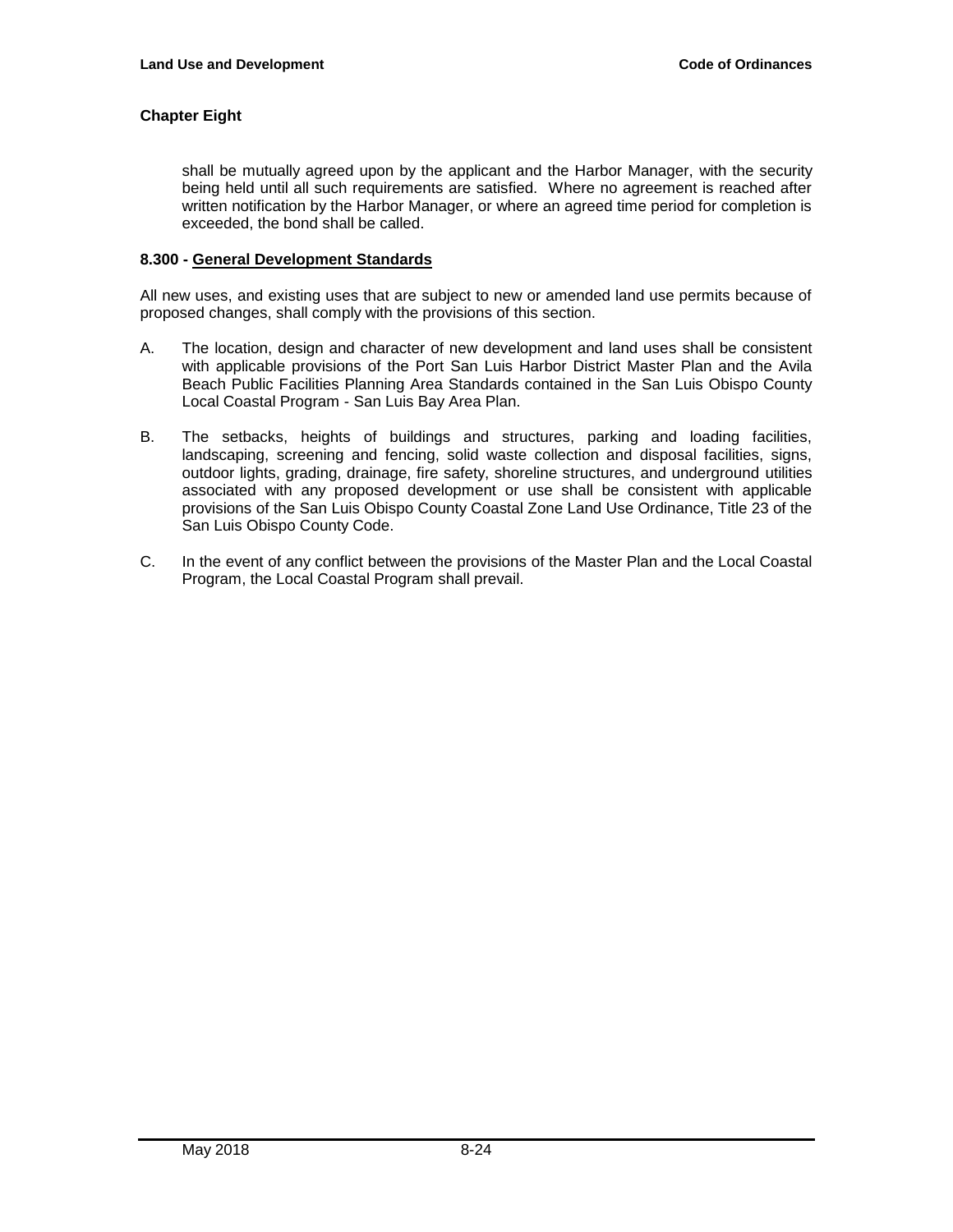## Chapter Eight

shall be mutually agreed upon by the applicant and the Harbor Manager, with the security being held until all such requirements are satisfied. Where no agreement is reached after written notification by the Harbor Manager, or where an agreed time period for completion is exceeded, the bond shall be called.

### 8.300 - General Development Standards

All new uses, and existing uses that are subject to new or amended land use permits because of proposed changes, shall comply with the provisions of this section.

A. The location, design and character of new development and land uses shall be consistent with applicable provisions of the Port San Luis Harbor District Master Plan and the Avila Beach Public Facilities Planning Area Standards contained in the San Luis Obispo County Local Coastal Program - San Luis Bay Area Plan.

B. The setbacks, heights of buildings and structures, parking and loading facilities, landscaping, screening and fencing, solid waste collection and disposal facilities, signs, outdoor lights, grading, drainage, fire safety, shoreline structures, and underground utilities associated with any proposed development or use shall be consistent with applicable provisions of the San Luis Obispo County Coastal Zone Land Use Ordinance, Title 23 of the San Luis Obispo County Code.

C. In the event of any conflict between the provisions of the Master Plan and the Local Coastal Program, the Local Coastal Program shall prevail.